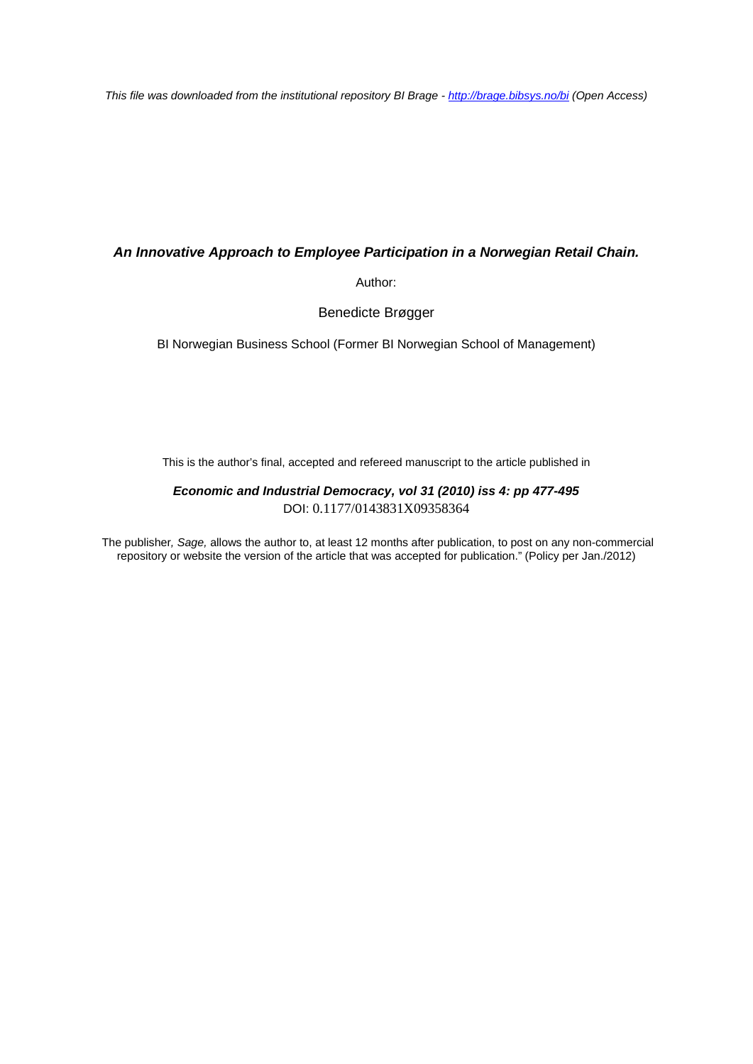*This file was downloaded from the institutional repository BI Brage - [http://brage.bibsys.no/bi](http://brage.bibsys.no/bi) (Open Access)*

# *An Innovative Approach to Employee Participation in a Norwegian Retail Chain.*

Author:

Benedicte Brøgger

BI Norwegian Business School (Former BI Norwegian School of Management)

This is the author's final, accepted and refereed manuscript to the article published in

***Economic and Industrial Democracy, vol 31 (2010) iss 4: pp 477-495***

DOI: 0.1177/0143831X09358364

The publisher, *Sage,* allows the author to, at least 12 months after publication, to post on any non-commercial repository or website the version of the article that was accepted for publication." (Policy per Jan./2012)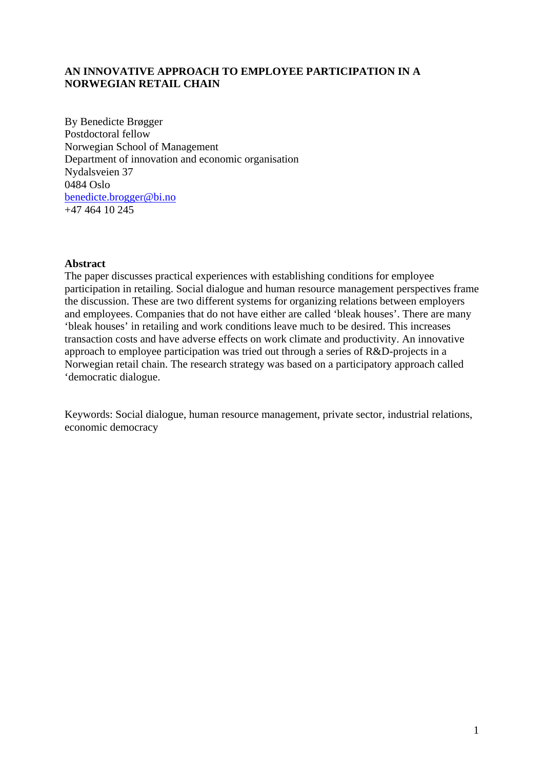**AN INNOVATIVE APPROACH TO EMPLOYEE PARTICIPATION IN A NORWEGIAN RETAIL CHAIN**

By Benedicte Brøgger
Postdoctoral fellow
Norwegian School of Management
Department of innovation and economic organisation
Nydalsveien 37
0484 Oslo
benedicte.brogger@bi.no
+47 464 10 245

**Abstract**

The paper discusses practical experiences with establishing conditions for employee participation in retailing. Social dialogue and human resource management perspectives frame the discussion. These are two different systems for organizing relations between employers and employees. Companies that do not have either are called 'bleak houses'. There are many 'bleak houses' in retailing and work conditions leave much to be desired. This increases transaction costs and have adverse effects on work climate and productivity. An innovative approach to employee participation was tried out through a series of R&D-projects in a Norwegian retail chain. The research strategy was based on a participatory approach called 'democratic dialogue.

Keywords: Social dialogue, human resource management, private sector, industrial relations, economic democracy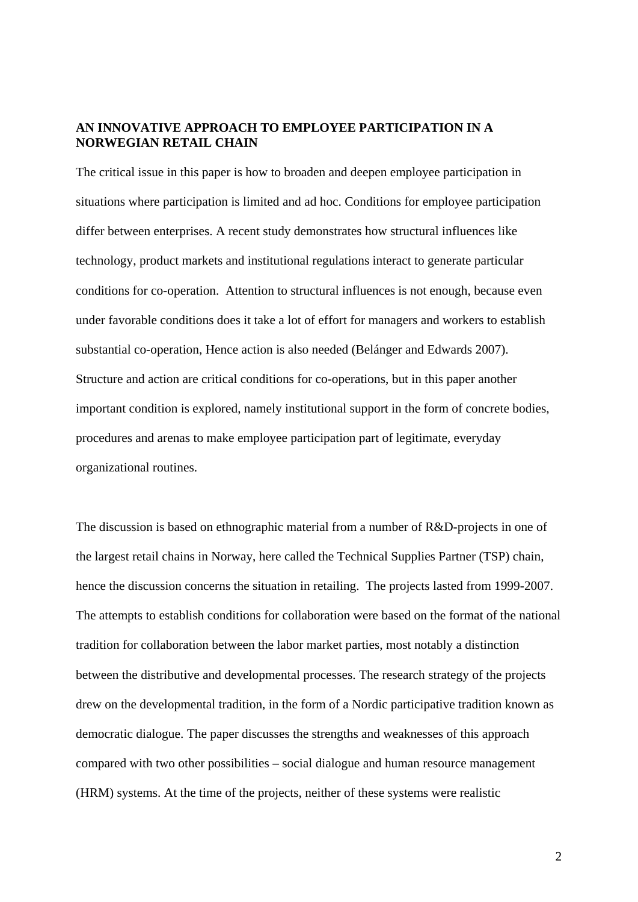## AN INNOVATIVE APPROACH TO EMPLOYEE PARTICIPATION IN A NORWEGIAN RETAIL CHAIN

The critical issue in this paper is how to broaden and deepen employee participation in situations where participation is limited and ad hoc. Conditions for employee participation differ between enterprises. A recent study demonstrates how structural influences like technology, product markets and institutional regulations interact to generate particular conditions for co-operation. Attention to structural influences is not enough, because even under favorable conditions does it take a lot of effort for managers and workers to establish substantial co-operation, Hence action is also needed (Belánger and Edwards 2007). Structure and action are critical conditions for co-operations, but in this paper another important condition is explored, namely institutional support in the form of concrete bodies, procedures and arenas to make employee participation part of legitimate, everyday organizational routines.

The discussion is based on ethnographic material from a number of R&D-projects in one of the largest retail chains in Norway, here called the Technical Supplies Partner (TSP) chain, hence the discussion concerns the situation in retailing. The projects lasted from 1999-2007. The attempts to establish conditions for collaboration were based on the format of the national tradition for collaboration between the labor market parties, most notably a distinction between the distributive and developmental processes. The research strategy of the projects drew on the developmental tradition, in the form of a Nordic participative tradition known as democratic dialogue. The paper discusses the strengths and weaknesses of this approach compared with two other possibilities – social dialogue and human resource management (HRM) systems. At the time of the projects, neither of these systems were realistic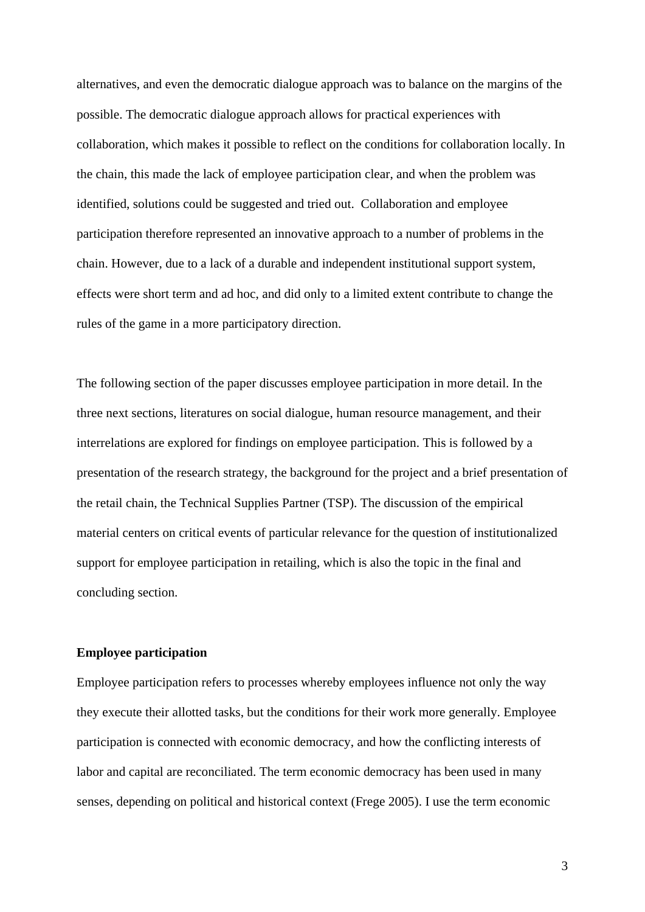alternatives, and even the democratic dialogue approach was to balance on the margins of the possible. The democratic dialogue approach allows for practical experiences with collaboration, which makes it possible to reflect on the conditions for collaboration locally. In the chain, this made the lack of employee participation clear, and when the problem was identified, solutions could be suggested and tried out. Collaboration and employee participation therefore represented an innovative approach to a number of problems in the chain. However, due to a lack of a durable and independent institutional support system, effects were short term and ad hoc, and did only to a limited extent contribute to change the rules of the game in a more participatory direction.

The following section of the paper discusses employee participation in more detail. In the three next sections, literatures on social dialogue, human resource management, and their interrelations are explored for findings on employee participation. This is followed by a presentation of the research strategy, the background for the project and a brief presentation of the retail chain, the Technical Supplies Partner (TSP). The discussion of the empirical material centers on critical events of particular relevance for the question of institutionalized support for employee participation in retailing, which is also the topic in the final and concluding section.

**Employee participation**

Employee participation refers to processes whereby employees influence not only the way they execute their allotted tasks, but the conditions for their work more generally. Employee participation is connected with economic democracy, and how the conflicting interests of labor and capital are reconciliated. The term economic democracy has been used in many senses, depending on political and historical context (Frege 2005). I use the term economic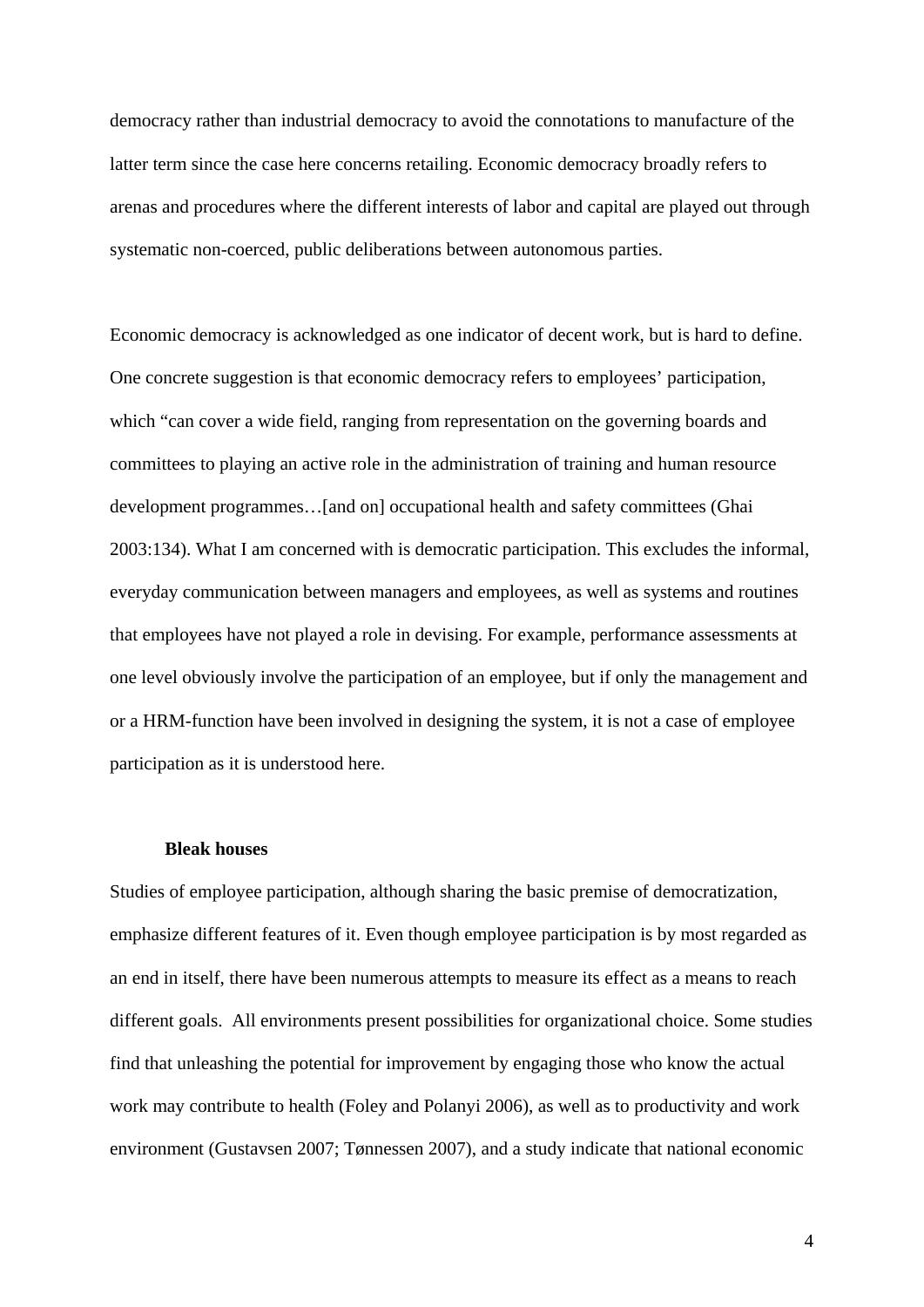democracy rather than industrial democracy to avoid the connotations to manufacture of the latter term since the case here concerns retailing. Economic democracy broadly refers to arenas and procedures where the different interests of labor and capital are played out through systematic non-coerced, public deliberations between autonomous parties.

Economic democracy is acknowledged as one indicator of decent work, but is hard to define. One concrete suggestion is that economic democracy refers to employees' participation, which "can cover a wide field, ranging from representation on the governing boards and committees to playing an active role in the administration of training and human resource development programmes…[and on] occupational health and safety committees (Ghai 2003:134). What I am concerned with is democratic participation. This excludes the informal, everyday communication between managers and employees, as well as systems and routines that employees have not played a role in devising. For example, performance assessments at one level obviously involve the participation of an employee, but if only the management and or a HRM-function have been involved in designing the system, it is not a case of employee participation as it is understood here.

### Bleak houses

Studies of employee participation, although sharing the basic premise of democratization, emphasize different features of it. Even though employee participation is by most regarded as an end in itself, there have been numerous attempts to measure its effect as a means to reach different goals. All environments present possibilities for organizational choice. Some studies find that unleashing the potential for improvement by engaging those who know the actual work may contribute to health (Foley and Polanyi 2006), as well as to productivity and work environment (Gustavsen 2007; Tønnessen 2007), and a study indicate that national economic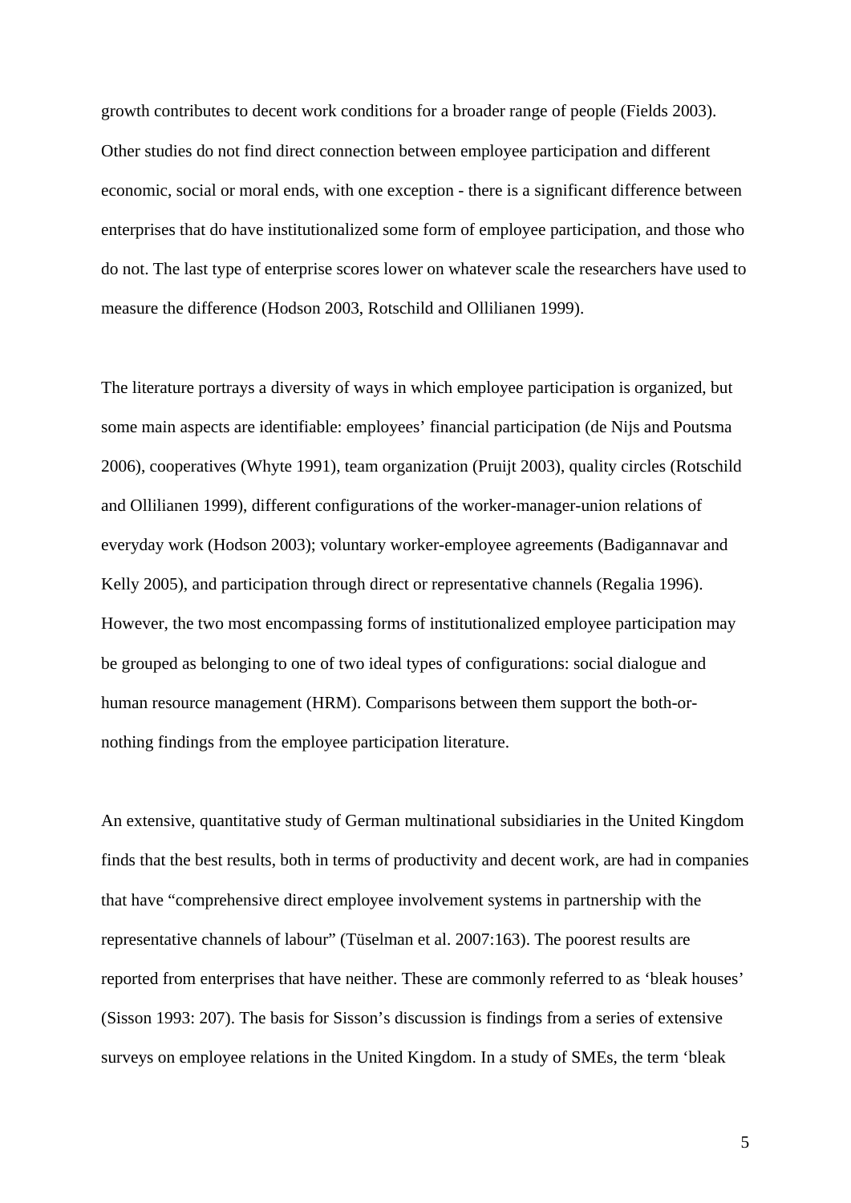growth contributes to decent work conditions for a broader range of people (Fields 2003). Other studies do not find direct connection between employee participation and different economic, social or moral ends, with one exception - there is a significant difference between enterprises that do have institutionalized some form of employee participation, and those who do not. The last type of enterprise scores lower on whatever scale the researchers have used to measure the difference (Hodson 2003, Rotschild and Ollilianen 1999).

The literature portrays a diversity of ways in which employee participation is organized, but some main aspects are identifiable: employees' financial participation (de Nijs and Poutsma 2006), cooperatives (Whyte 1991), team organization (Pruijt 2003), quality circles (Rotschild and Ollilianen 1999), different configurations of the worker-manager-union relations of everyday work (Hodson 2003); voluntary worker-employee agreements (Badigannavar and Kelly 2005), and participation through direct or representative channels (Regalia 1996). However, the two most encompassing forms of institutionalized employee participation may be grouped as belonging to one of two ideal types of configurations: social dialogue and human resource management (HRM). Comparisons between them support the both-or-nothing findings from the employee participation literature.

An extensive, quantitative study of German multinational subsidiaries in the United Kingdom finds that the best results, both in terms of productivity and decent work, are had in companies that have "comprehensive direct employee involvement systems in partnership with the representative channels of labour" (Tüselman et al. 2007:163). The poorest results are reported from enterprises that have neither. These are commonly referred to as 'bleak houses' (Sisson 1993: 207). The basis for Sisson's discussion is findings from a series of extensive surveys on employee relations in the United Kingdom. In a study of SMEs, the term 'bleak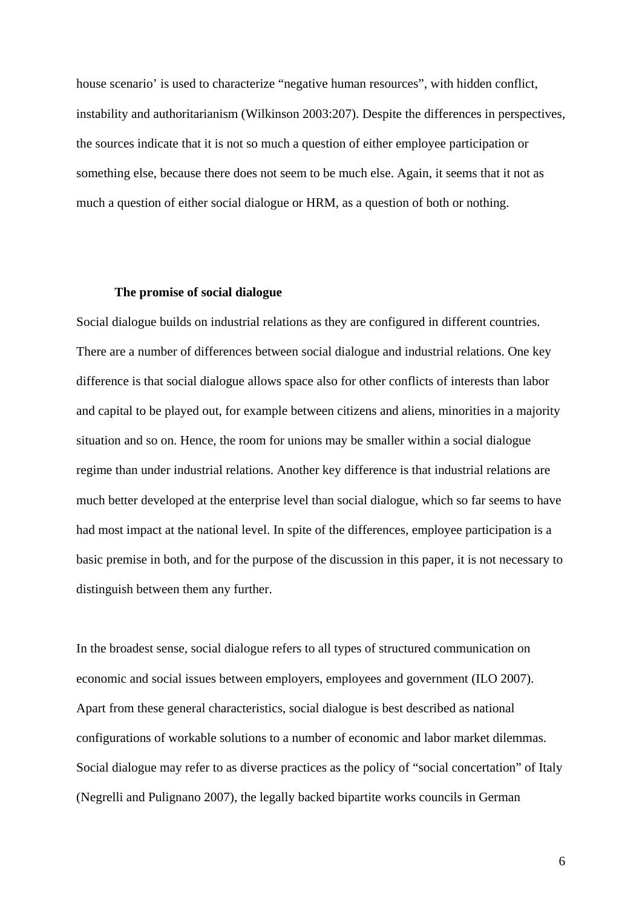house scenario' is used to characterize "negative human resources", with hidden conflict, instability and authoritarianism (Wilkinson 2003:207). Despite the differences in perspectives, the sources indicate that it is not so much a question of either employee participation or something else, because there does not seem to be much else. Again, it seems that it not as much a question of either social dialogue or HRM, as a question of both or nothing.

## The promise of social dialogue

Social dialogue builds on industrial relations as they are configured in different countries. There are a number of differences between social dialogue and industrial relations. One key difference is that social dialogue allows space also for other conflicts of interests than labor and capital to be played out, for example between citizens and aliens, minorities in a majority situation and so on. Hence, the room for unions may be smaller within a social dialogue regime than under industrial relations. Another key difference is that industrial relations are much better developed at the enterprise level than social dialogue, which so far seems to have had most impact at the national level. In spite of the differences, employee participation is a basic premise in both, and for the purpose of the discussion in this paper, it is not necessary to distinguish between them any further.

In the broadest sense, social dialogue refers to all types of structured communication on economic and social issues between employers, employees and government (ILO 2007). Apart from these general characteristics, social dialogue is best described as national configurations of workable solutions to a number of economic and labor market dilemmas. Social dialogue may refer to as diverse practices as the policy of "social concertation" of Italy (Negrelli and Pulignano 2007), the legally backed bipartite works councils in German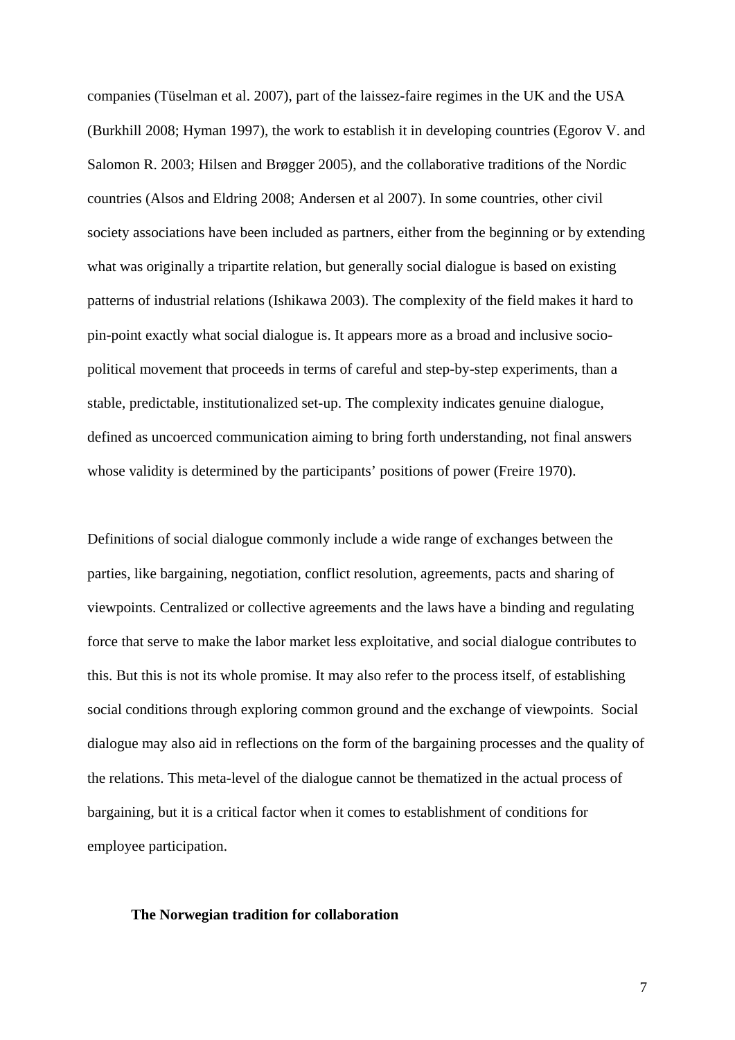companies (Tüselman et al. 2007), part of the laissez-faire regimes in the UK and the USA (Burkhill 2008; Hyman 1997), the work to establish it in developing countries (Egorov V. and Salomon R. 2003; Hilsen and Brøgger 2005), and the collaborative traditions of the Nordic countries (Alsos and Eldring 2008; Andersen et al 2007). In some countries, other civil society associations have been included as partners, either from the beginning or by extending what was originally a tripartite relation, but generally social dialogue is based on existing patterns of industrial relations (Ishikawa 2003). The complexity of the field makes it hard to pin-point exactly what social dialogue is. It appears more as a broad and inclusive socio-political movement that proceeds in terms of careful and step-by-step experiments, than a stable, predictable, institutionalized set-up. The complexity indicates genuine dialogue, defined as uncoerced communication aiming to bring forth understanding, not final answers whose validity is determined by the participants' positions of power (Freire 1970).

Definitions of social dialogue commonly include a wide range of exchanges between the parties, like bargaining, negotiation, conflict resolution, agreements, pacts and sharing of viewpoints. Centralized or collective agreements and the laws have a binding and regulating force that serve to make the labor market less exploitative, and social dialogue contributes to this. But this is not its whole promise. It may also refer to the process itself, of establishing social conditions through exploring common ground and the exchange of viewpoints. Social dialogue may also aid in reflections on the form of the bargaining processes and the quality of the relations. This meta-level of the dialogue cannot be thematized in the actual process of bargaining, but it is a critical factor when it comes to establishment of conditions for employee participation.

### The Norwegian tradition for collaboration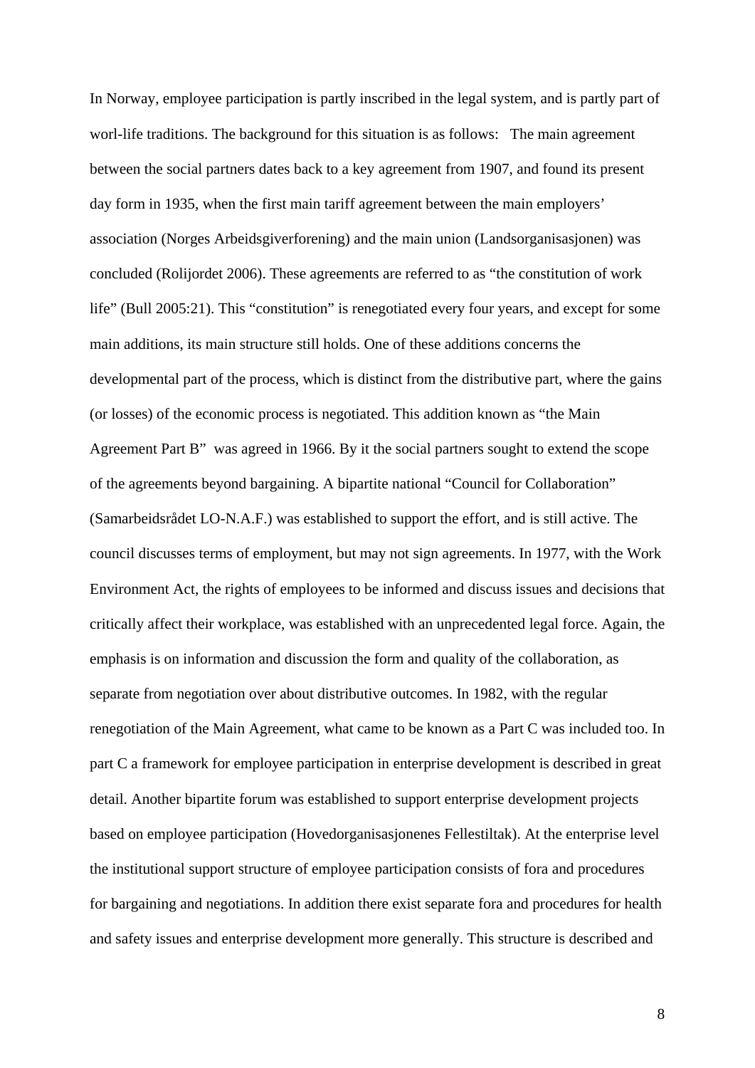In Norway, employee participation is partly inscribed in the legal system, and is partly part of worl-life traditions. The background for this situation is as follows:   The main agreement between the social partners dates back to a key agreement from 1907, and found its present day form in 1935, when the first main tariff agreement between the main employers' association (Norges Arbeidsgiverforening) and the main union (Landsorganisasjonen) was concluded (Rolijordet 2006). These agreements are referred to as "the constitution of work life" (Bull 2005:21). This "constitution" is renegotiated every four years, and except for some main additions, its main structure still holds. One of these additions concerns the developmental part of the process, which is distinct from the distributive part, where the gains (or losses) of the economic process is negotiated. This addition known as "the Main Agreement Part B"  was agreed in 1966. By it the social partners sought to extend the scope of the agreements beyond bargaining. A bipartite national "Council for Collaboration" (Samarbeidsrådet LO-N.A.F.) was established to support the effort, and is still active. The council discusses terms of employment, but may not sign agreements. In 1977, with the Work Environment Act, the rights of employees to be informed and discuss issues and decisions that critically affect their workplace, was established with an unprecedented legal force. Again, the emphasis is on information and discussion the form and quality of the collaboration, as separate from negotiation over about distributive outcomes. In 1982, with the regular renegotiation of the Main Agreement, what came to be known as a Part C was included too. In part C a framework for employee participation in enterprise development is described in great detail. Another bipartite forum was established to support enterprise development projects based on employee participation (Hovedorganisasjonenes Fellestiltak). At the enterprise level the institutional support structure of employee participation consists of fora and procedures for bargaining and negotiations. In addition there exist separate fora and procedures for health and safety issues and enterprise development more generally. This structure is described and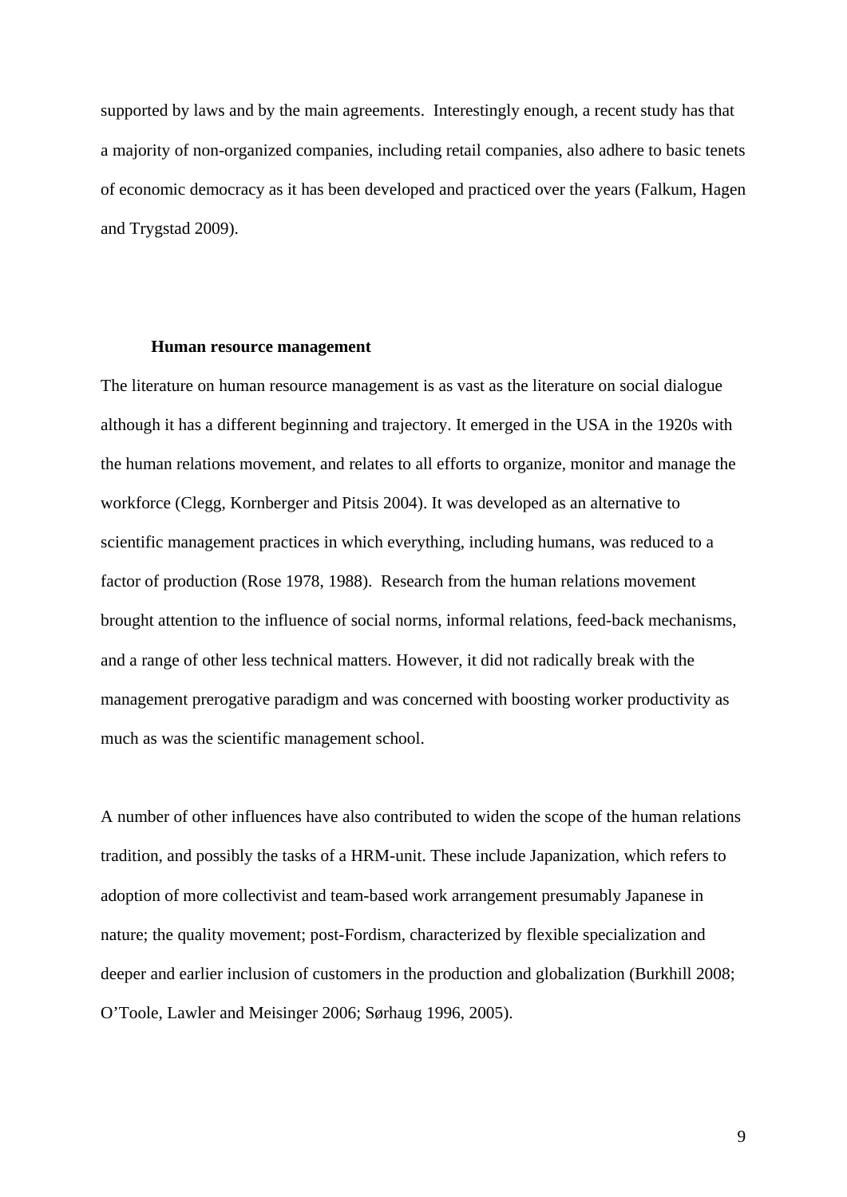supported by laws and by the main agreements.  Interestingly enough, a recent study has that a majority of non-organized companies, including retail companies, also adhere to basic tenets of economic democracy as it has been developed and practiced over the years (Falkum, Hagen and Trygstad 2009).

### Human resource management

The literature on human resource management is as vast as the literature on social dialogue although it has a different beginning and trajectory. It emerged in the USA in the 1920s with the human relations movement, and relates to all efforts to organize, monitor and manage the workforce (Clegg, Kornberger and Pitsis 2004). It was developed as an alternative to scientific management practices in which everything, including humans, was reduced to a factor of production (Rose 1978, 1988).  Research from the human relations movement brought attention to the influence of social norms, informal relations, feed-back mechanisms, and a range of other less technical matters. However, it did not radically break with the management prerogative paradigm and was concerned with boosting worker productivity as much as was the scientific management school.

A number of other influences have also contributed to widen the scope of the human relations tradition, and possibly the tasks of a HRM-unit. These include Japanization, which refers to adoption of more collectivist and team-based work arrangement presumably Japanese in nature; the quality movement; post-Fordism, characterized by flexible specialization and deeper and earlier inclusion of customers in the production and globalization (Burkhill 2008; O'Toole, Lawler and Meisinger 2006; Sørhaug 1996, 2005).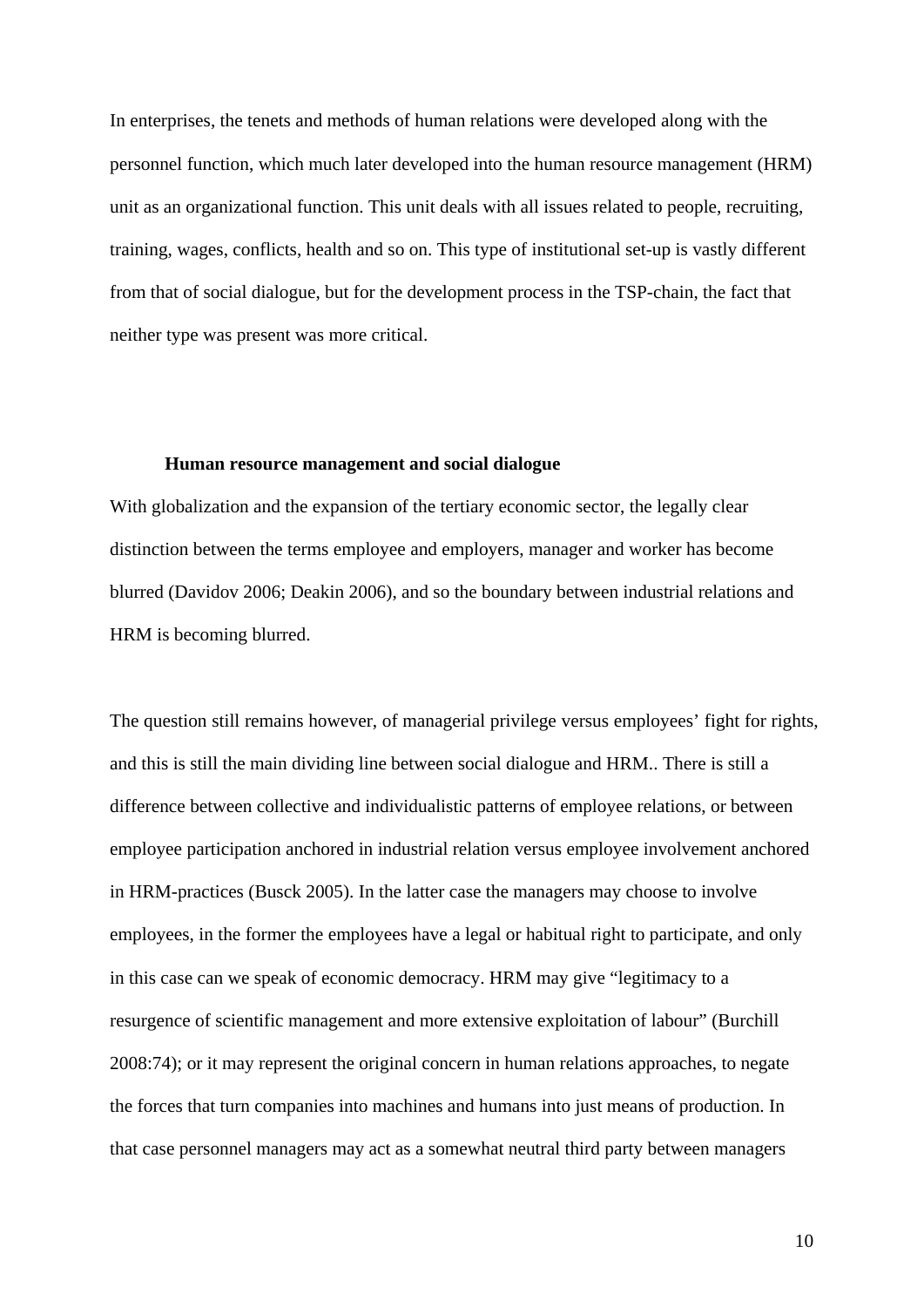In enterprises, the tenets and methods of human relations were developed along with the personnel function, which much later developed into the human resource management (HRM) unit as an organizational function. This unit deals with all issues related to people, recruiting, training, wages, conflicts, health and so on. This type of institutional set-up is vastly different from that of social dialogue, but for the development process in the TSP-chain, the fact that neither type was present was more critical.

### Human resource management and social dialogue

With globalization and the expansion of the tertiary economic sector, the legally clear distinction between the terms employee and employers, manager and worker has become blurred (Davidov 2006; Deakin 2006), and so the boundary between industrial relations and HRM is becoming blurred.

The question still remains however, of managerial privilege versus employees' fight for rights, and this is still the main dividing line between social dialogue and HRM.. There is still a difference between collective and individualistic patterns of employee relations, or between employee participation anchored in industrial relation versus employee involvement anchored in HRM-practices (Busck 2005). In the latter case the managers may choose to involve employees, in the former the employees have a legal or habitual right to participate, and only in this case can we speak of economic democracy. HRM may give "legitimacy to a resurgence of scientific management and more extensive exploitation of labour" (Burchill 2008:74); or it may represent the original concern in human relations approaches, to negate the forces that turn companies into machines and humans into just means of production. In that case personnel managers may act as a somewhat neutral third party between managers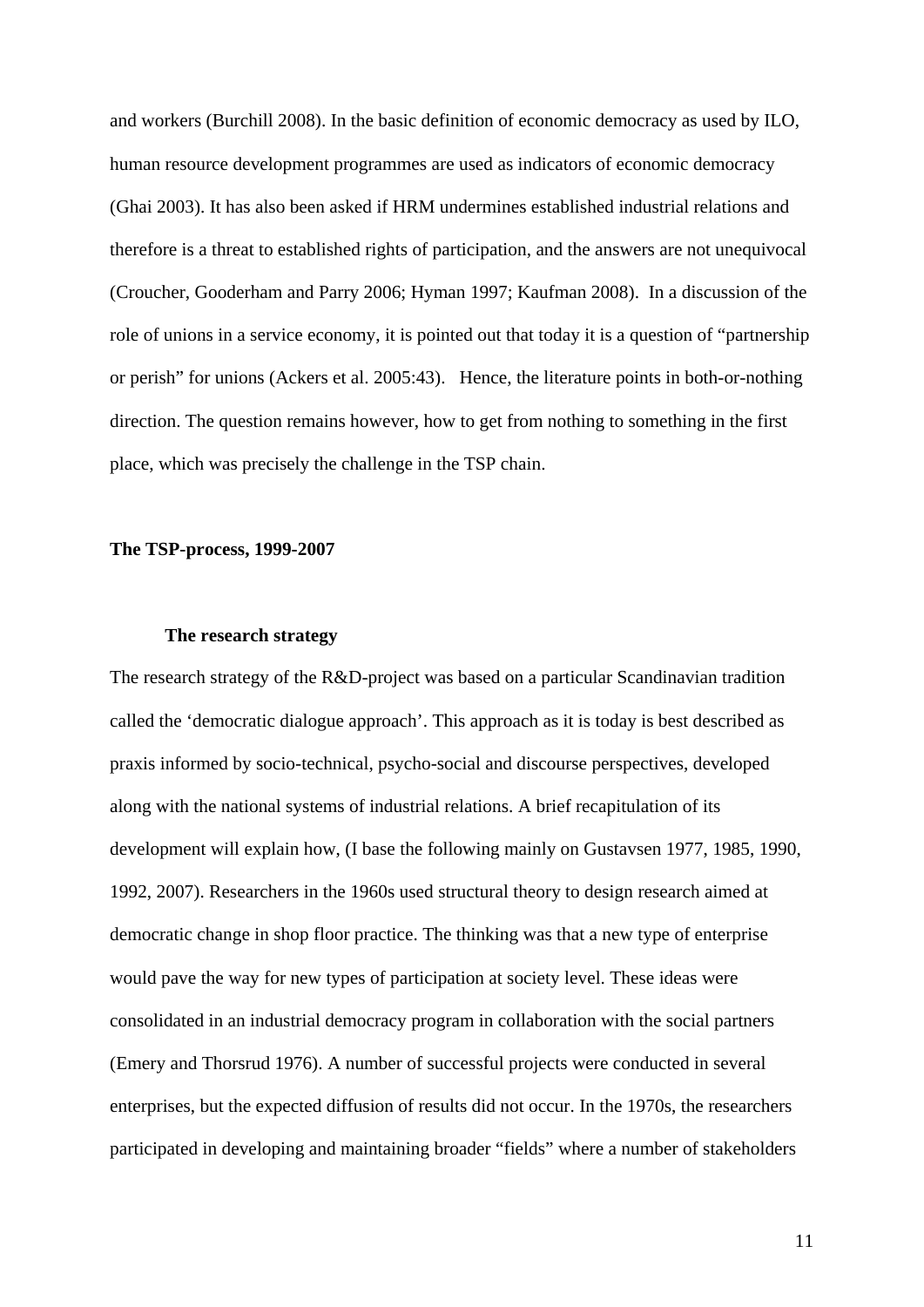and workers (Burchill 2008). In the basic definition of economic democracy as used by ILO, human resource development programmes are used as indicators of economic democracy (Ghai 2003). It has also been asked if HRM undermines established industrial relations and therefore is a threat to established rights of participation, and the answers are not unequivocal (Croucher, Gooderham and Parry 2006; Hyman 1997; Kaufman 2008). In a discussion of the role of unions in a service economy, it is pointed out that today it is a question of "partnership or perish" for unions (Ackers et al. 2005:43). Hence, the literature points in both-or-nothing direction. The question remains however, how to get from nothing to something in the first place, which was precisely the challenge in the TSP chain.

## The TSP-process, 1999-2007

### The research strategy

The research strategy of the R&D-project was based on a particular Scandinavian tradition called the 'democratic dialogue approach'. This approach as it is today is best described as praxis informed by socio-technical, psycho-social and discourse perspectives, developed along with the national systems of industrial relations. A brief recapitulation of its development will explain how, (I base the following mainly on Gustavsen 1977, 1985, 1990, 1992, 2007). Researchers in the 1960s used structural theory to design research aimed at democratic change in shop floor practice. The thinking was that a new type of enterprise would pave the way for new types of participation at society level. These ideas were consolidated in an industrial democracy program in collaboration with the social partners (Emery and Thorsrud 1976). A number of successful projects were conducted in several enterprises, but the expected diffusion of results did not occur. In the 1970s, the researchers participated in developing and maintaining broader "fields" where a number of stakeholders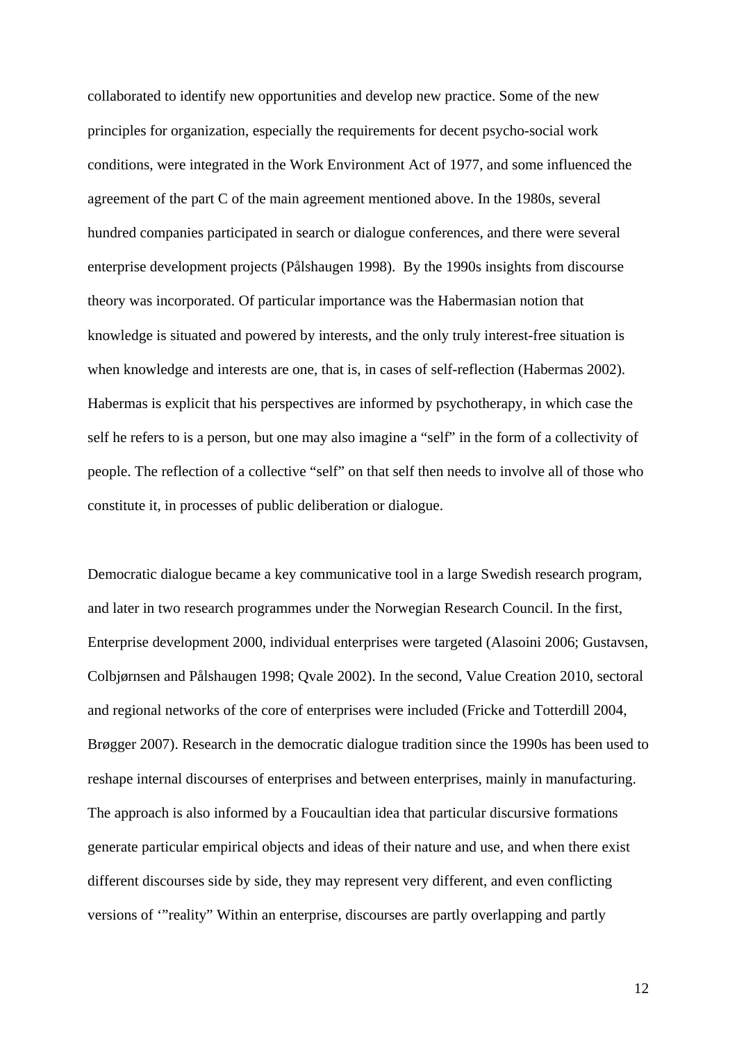collaborated to identify new opportunities and develop new practice. Some of the new principles for organization, especially the requirements for decent psycho-social work conditions, were integrated in the Work Environment Act of 1977, and some influenced the agreement of the part C of the main agreement mentioned above. In the 1980s, several hundred companies participated in search or dialogue conferences, and there were several enterprise development projects (Pålshaugen 1998). By the 1990s insights from discourse theory was incorporated. Of particular importance was the Habermasian notion that knowledge is situated and powered by interests, and the only truly interest-free situation is when knowledge and interests are one, that is, in cases of self-reflection (Habermas 2002). Habermas is explicit that his perspectives are informed by psychotherapy, in which case the self he refers to is a person, but one may also imagine a "self" in the form of a collectivity of people. The reflection of a collective "self" on that self then needs to involve all of those who constitute it, in processes of public deliberation or dialogue.

Democratic dialogue became a key communicative tool in a large Swedish research program, and later in two research programmes under the Norwegian Research Council. In the first, Enterprise development 2000, individual enterprises were targeted (Alasoini 2006; Gustavsen, Colbjørnsen and Pålshaugen 1998; Qvale 2002). In the second, Value Creation 2010, sectoral and regional networks of the core of enterprises were included (Fricke and Totterdill 2004, Brøgger 2007). Research in the democratic dialogue tradition since the 1990s has been used to reshape internal discourses of enterprises and between enterprises, mainly in manufacturing. The approach is also informed by a Foucaultian idea that particular discursive formations generate particular empirical objects and ideas of their nature and use, and when there exist different discourses side by side, they may represent very different, and even conflicting versions of '"reality" Within an enterprise, discourses are partly overlapping and partly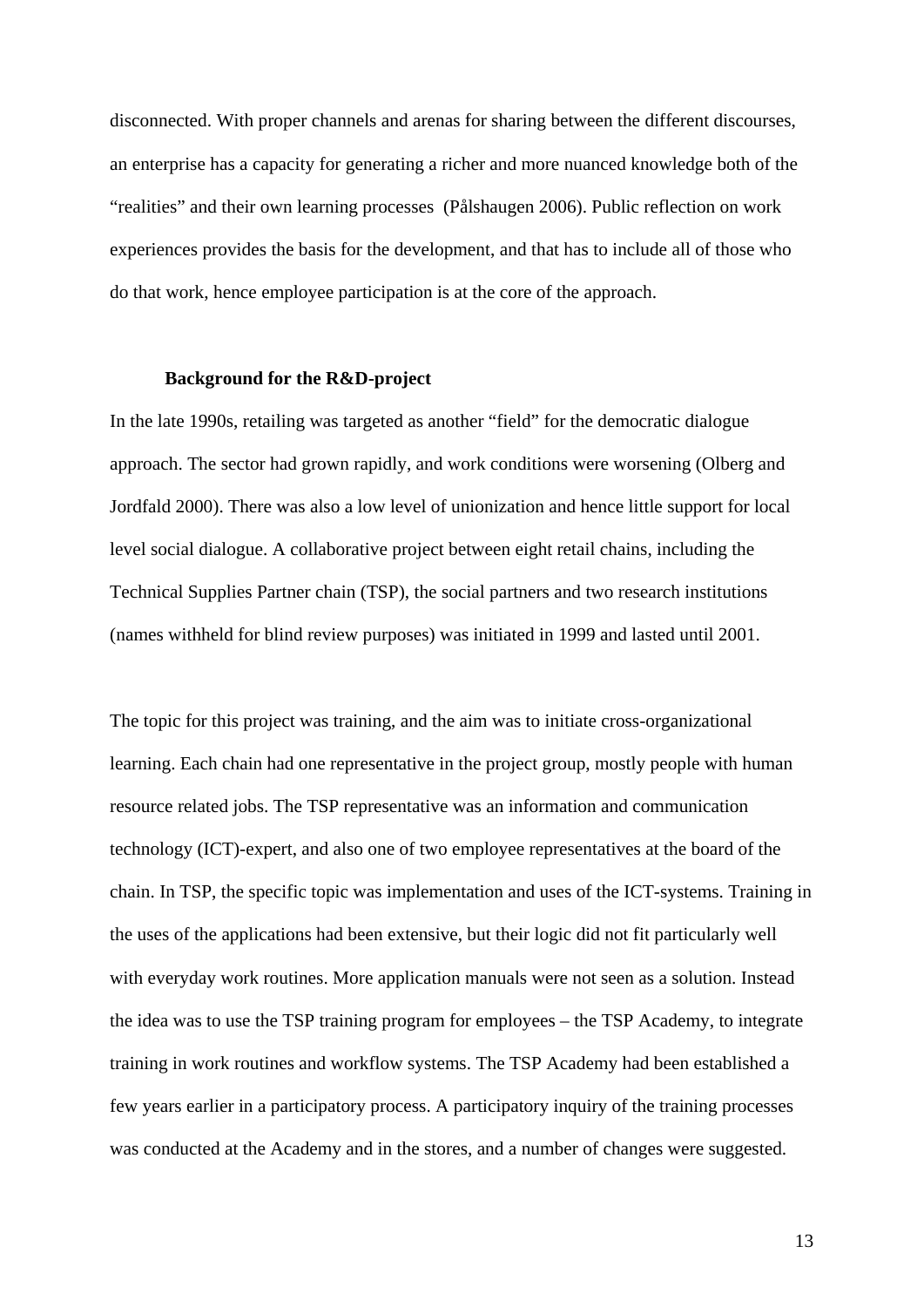disconnected. With proper channels and arenas for sharing between the different discourses, an enterprise has a capacity for generating a richer and more nuanced knowledge both of the "realities" and their own learning processes (Pålshaugen 2006). Public reflection on work experiences provides the basis for the development, and that has to include all of those who do that work, hence employee participation is at the core of the approach.

### Background for the R&D-project

In the late 1990s, retailing was targeted as another "field" for the democratic dialogue approach. The sector had grown rapidly, and work conditions were worsening (Olberg and Jordfald 2000). There was also a low level of unionization and hence little support for local level social dialogue. A collaborative project between eight retail chains, including the Technical Supplies Partner chain (TSP), the social partners and two research institutions (names withheld for blind review purposes) was initiated in 1999 and lasted until 2001.

The topic for this project was training, and the aim was to initiate cross-organizational learning. Each chain had one representative in the project group, mostly people with human resource related jobs. The TSP representative was an information and communication technology (ICT)-expert, and also one of two employee representatives at the board of the chain. In TSP, the specific topic was implementation and uses of the ICT-systems. Training in the uses of the applications had been extensive, but their logic did not fit particularly well with everyday work routines. More application manuals were not seen as a solution. Instead the idea was to use the TSP training program for employees – the TSP Academy, to integrate training in work routines and workflow systems. The TSP Academy had been established a few years earlier in a participatory process. A participatory inquiry of the training processes was conducted at the Academy and in the stores, and a number of changes were suggested.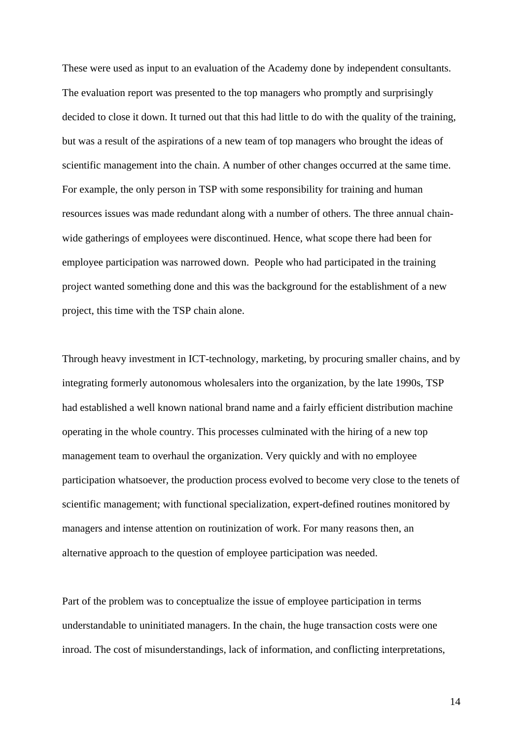These were used as input to an evaluation of the Academy done by independent consultants. The evaluation report was presented to the top managers who promptly and surprisingly decided to close it down. It turned out that this had little to do with the quality of the training, but was a result of the aspirations of a new team of top managers who brought the ideas of scientific management into the chain. A number of other changes occurred at the same time. For example, the only person in TSP with some responsibility for training and human resources issues was made redundant along with a number of others. The three annual chain-wide gatherings of employees were discontinued. Hence, what scope there had been for employee participation was narrowed down. People who had participated in the training project wanted something done and this was the background for the establishment of a new project, this time with the TSP chain alone.

Through heavy investment in ICT-technology, marketing, by procuring smaller chains, and by integrating formerly autonomous wholesalers into the organization, by the late 1990s, TSP had established a well known national brand name and a fairly efficient distribution machine operating in the whole country. This processes culminated with the hiring of a new top management team to overhaul the organization. Very quickly and with no employee participation whatsoever, the production process evolved to become very close to the tenets of scientific management; with functional specialization, expert-defined routines monitored by managers and intense attention on routinization of work. For many reasons then, an alternative approach to the question of employee participation was needed.

Part of the problem was to conceptualize the issue of employee participation in terms understandable to uninitiated managers. In the chain, the huge transaction costs were one inroad. The cost of misunderstandings, lack of information, and conflicting interpretations,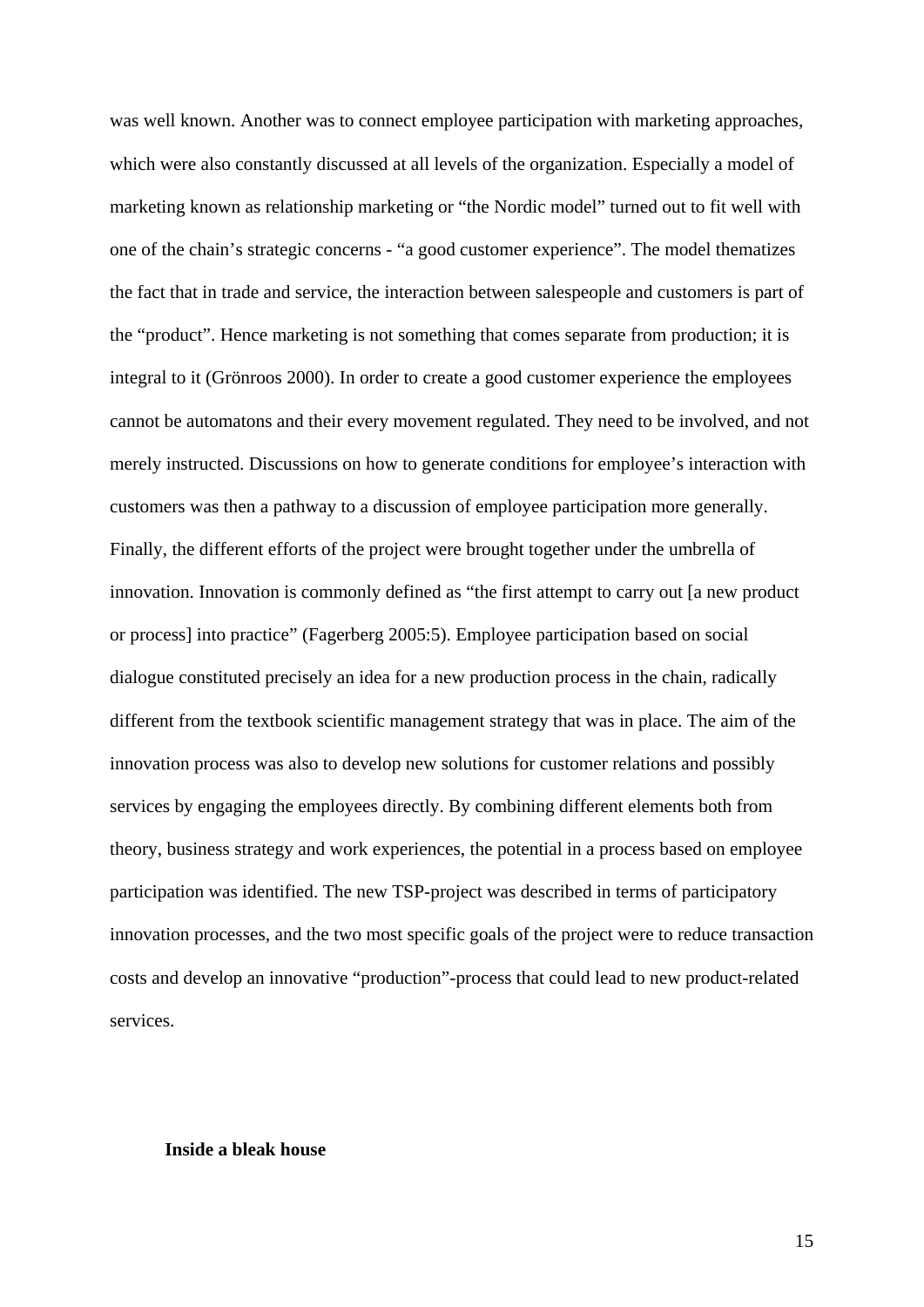was well known. Another was to connect employee participation with marketing approaches, which were also constantly discussed at all levels of the organization. Especially a model of marketing known as relationship marketing or "the Nordic model" turned out to fit well with one of the chain's strategic concerns - "a good customer experience". The model thematizes the fact that in trade and service, the interaction between salespeople and customers is part of the "product". Hence marketing is not something that comes separate from production; it is integral to it (Grönroos 2000). In order to create a good customer experience the employees cannot be automatons and their every movement regulated. They need to be involved, and not merely instructed. Discussions on how to generate conditions for employee's interaction with customers was then a pathway to a discussion of employee participation more generally. Finally, the different efforts of the project were brought together under the umbrella of innovation. Innovation is commonly defined as "the first attempt to carry out [a new product or process] into practice" (Fagerberg 2005:5). Employee participation based on social dialogue constituted precisely an idea for a new production process in the chain, radically different from the textbook scientific management strategy that was in place. The aim of the innovation process was also to develop new solutions for customer relations and possibly services by engaging the employees directly. By combining different elements both from theory, business strategy and work experiences, the potential in a process based on employee participation was identified. The new TSP-project was described in terms of participatory innovation processes, and the two most specific goals of the project were to reduce transaction costs and develop an innovative "production"-process that could lead to new product-related services.

### Inside a bleak house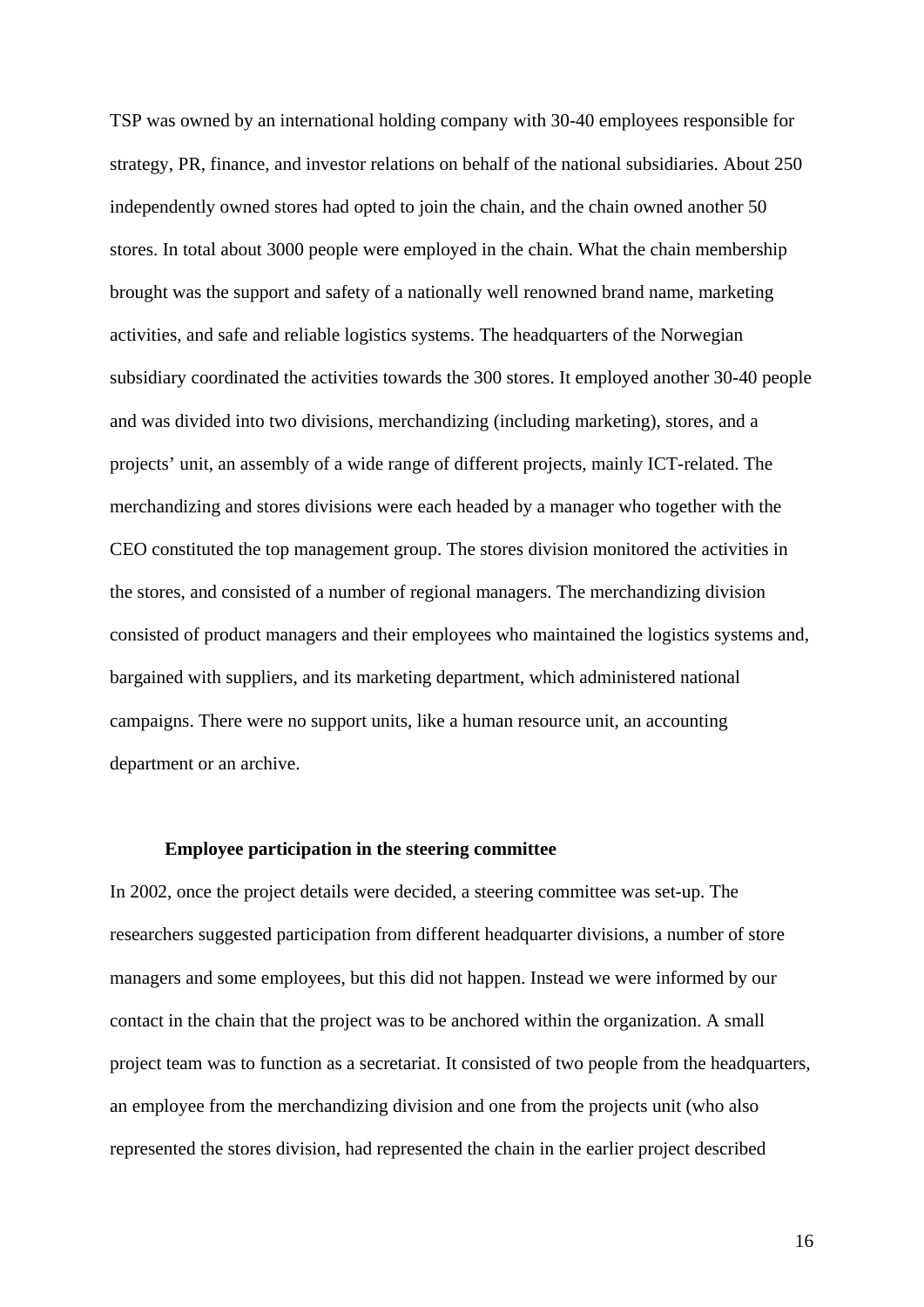TSP was owned by an international holding company with 30-40 employees responsible for strategy, PR, finance, and investor relations on behalf of the national subsidiaries. About 250 independently owned stores had opted to join the chain, and the chain owned another 50 stores. In total about 3000 people were employed in the chain. What the chain membership brought was the support and safety of a nationally well renowned brand name, marketing activities, and safe and reliable logistics systems. The headquarters of the Norwegian subsidiary coordinated the activities towards the 300 stores. It employed another 30-40 people and was divided into two divisions, merchandizing (including marketing), stores, and a projects' unit, an assembly of a wide range of different projects, mainly ICT-related. The merchandizing and stores divisions were each headed by a manager who together with the CEO constituted the top management group. The stores division monitored the activities in the stores, and consisted of a number of regional managers. The merchandizing division consisted of product managers and their employees who maintained the logistics systems and, bargained with suppliers, and its marketing department, which administered national campaigns. There were no support units, like a human resource unit, an accounting department or an archive.

### Employee participation in the steering committee

In 2002, once the project details were decided, a steering committee was set-up. The researchers suggested participation from different headquarter divisions, a number of store managers and some employees, but this did not happen. Instead we were informed by our contact in the chain that the project was to be anchored within the organization. A small project team was to function as a secretariat. It consisted of two people from the headquarters, an employee from the merchandizing division and one from the projects unit (who also represented the stores division, had represented the chain in the earlier project described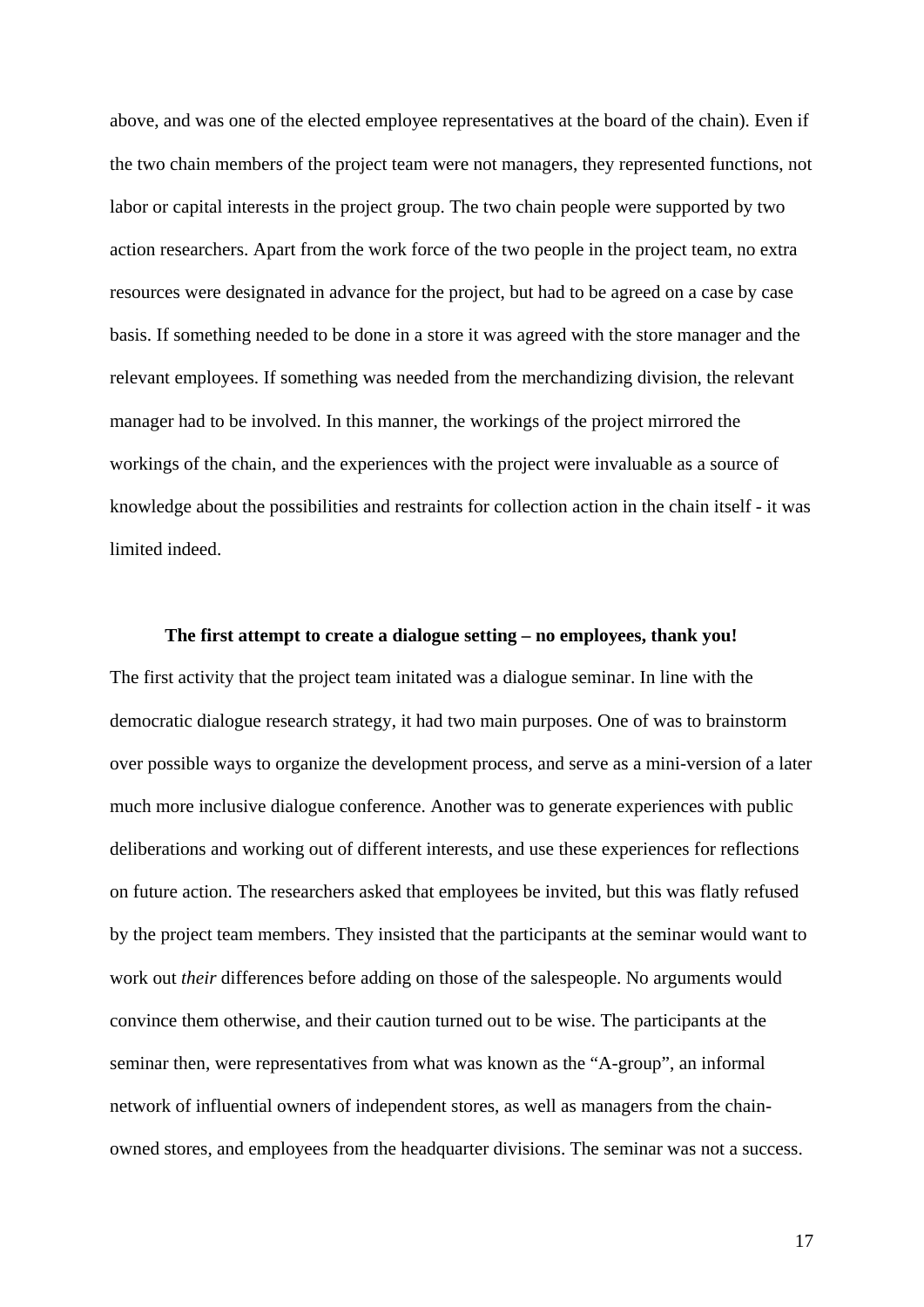above, and was one of the elected employee representatives at the board of the chain). Even if the two chain members of the project team were not managers, they represented functions, not labor or capital interests in the project group. The two chain people were supported by two action researchers. Apart from the work force of the two people in the project team, no extra resources were designated in advance for the project, but had to be agreed on a case by case basis. If something needed to be done in a store it was agreed with the store manager and the relevant employees. If something was needed from the merchandizing division, the relevant manager had to be involved. In this manner, the workings of the project mirrored the workings of the chain, and the experiences with the project were invaluable as a source of knowledge about the possibilities and restraints for collection action in the chain itself - it was limited indeed.

### The first attempt to create a dialogue setting – no employees, thank you!

The first activity that the project team initated was a dialogue seminar. In line with the democratic dialogue research strategy, it had two main purposes. One of was to brainstorm over possible ways to organize the development process, and serve as a mini-version of a later much more inclusive dialogue conference. Another was to generate experiences with public deliberations and working out of different interests, and use these experiences for reflections on future action. The researchers asked that employees be invited, but this was flatly refused by the project team members. They insisted that the participants at the seminar would want to work out *their* differences before adding on those of the salespeople. No arguments would convince them otherwise, and their caution turned out to be wise. The participants at the seminar then, were representatives from what was known as the "A-group", an informal network of influential owners of independent stores, as well as managers from the chain-owned stores, and employees from the headquarter divisions. The seminar was not a success.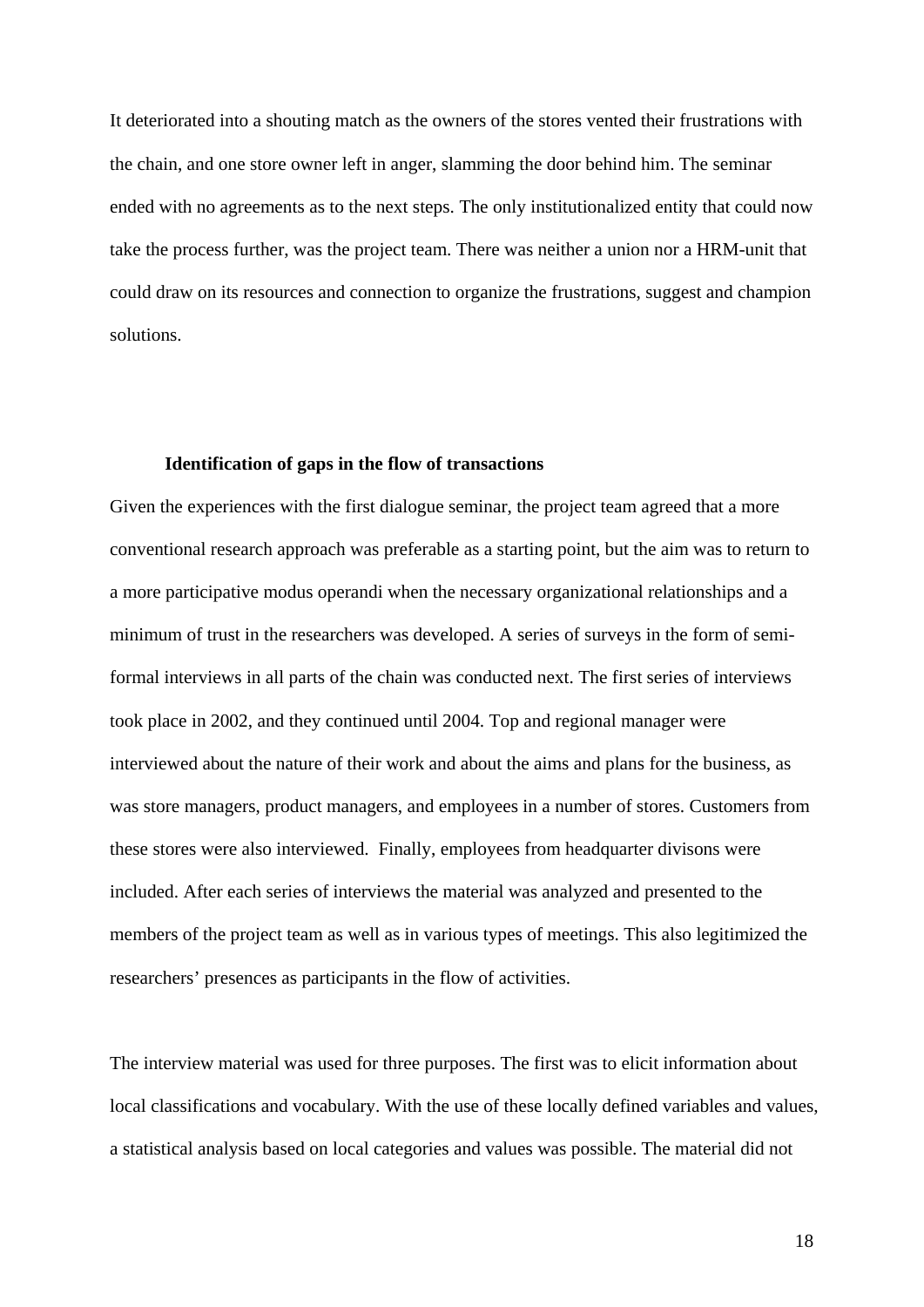It deteriorated into a shouting match as the owners of the stores vented their frustrations with the chain, and one store owner left in anger, slamming the door behind him. The seminar ended with no agreements as to the next steps. The only institutionalized entity that could now take the process further, was the project team. There was neither a union nor a HRM-unit that could draw on its resources and connection to organize the frustrations, suggest and champion solutions.

### Identification of gaps in the flow of transactions

Given the experiences with the first dialogue seminar, the project team agreed that a more conventional research approach was preferable as a starting point, but the aim was to return to a more participative modus operandi when the necessary organizational relationships and a minimum of trust in the researchers was developed. A series of surveys in the form of semi-formal interviews in all parts of the chain was conducted next. The first series of interviews took place in 2002, and they continued until 2004. Top and regional manager were interviewed about the nature of their work and about the aims and plans for the business, as was store managers, product managers, and employees in a number of stores. Customers from these stores were also interviewed. Finally, employees from headquarter divisons were included. After each series of interviews the material was analyzed and presented to the members of the project team as well as in various types of meetings. This also legitimized the researchers' presences as participants in the flow of activities.

The interview material was used for three purposes. The first was to elicit information about local classifications and vocabulary. With the use of these locally defined variables and values, a statistical analysis based on local categories and values was possible. The material did not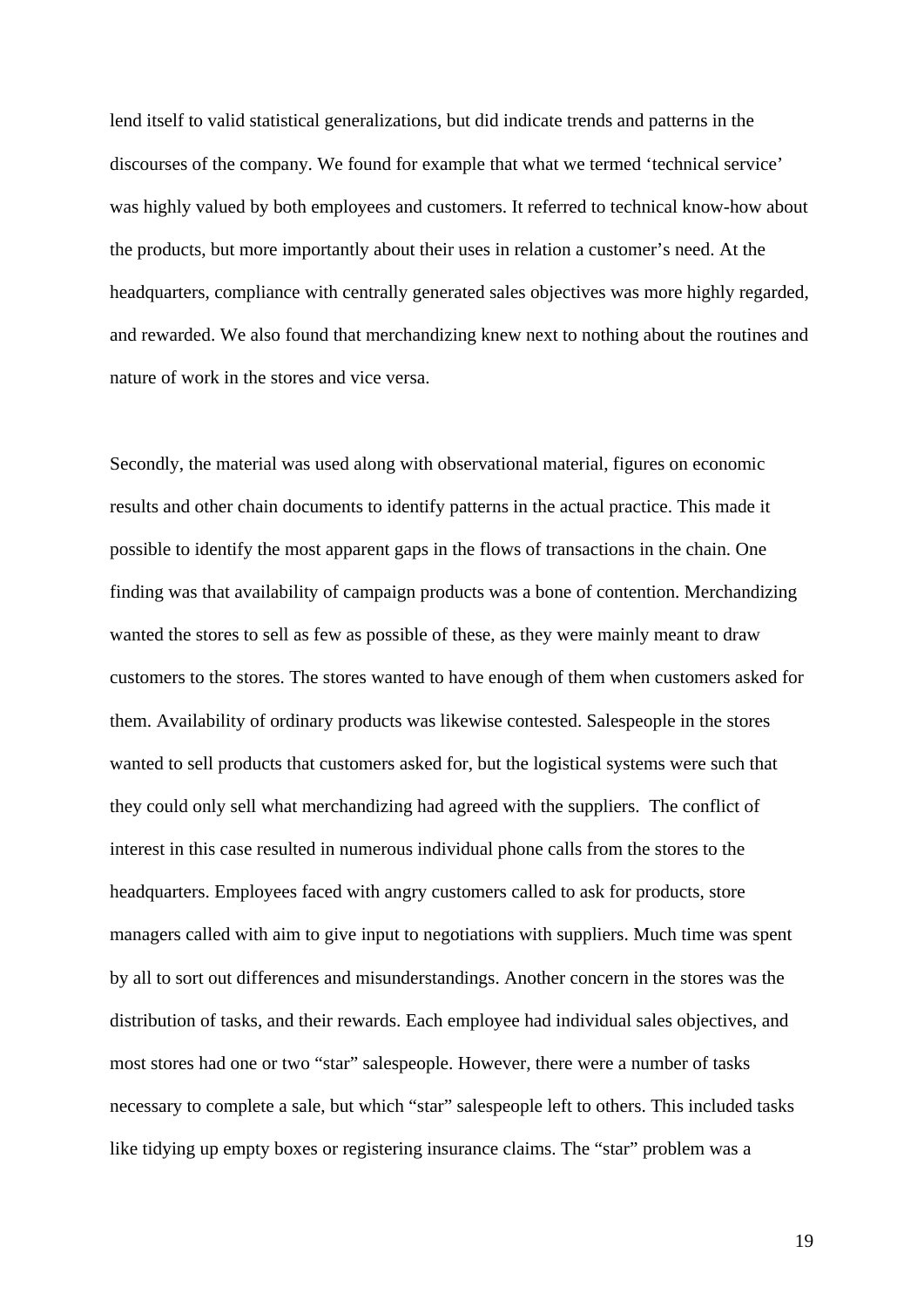lend itself to valid statistical generalizations, but did indicate trends and patterns in the discourses of the company. We found for example that what we termed 'technical service' was highly valued by both employees and customers. It referred to technical know-how about the products, but more importantly about their uses in relation a customer's need. At the headquarters, compliance with centrally generated sales objectives was more highly regarded, and rewarded. We also found that merchandizing knew next to nothing about the routines and nature of work in the stores and vice versa.

Secondly, the material was used along with observational material, figures on economic results and other chain documents to identify patterns in the actual practice. This made it possible to identify the most apparent gaps in the flows of transactions in the chain. One finding was that availability of campaign products was a bone of contention. Merchandizing wanted the stores to sell as few as possible of these, as they were mainly meant to draw customers to the stores. The stores wanted to have enough of them when customers asked for them. Availability of ordinary products was likewise contested. Salespeople in the stores wanted to sell products that customers asked for, but the logistical systems were such that they could only sell what merchandizing had agreed with the suppliers. The conflict of interest in this case resulted in numerous individual phone calls from the stores to the headquarters. Employees faced with angry customers called to ask for products, store managers called with aim to give input to negotiations with suppliers. Much time was spent by all to sort out differences and misunderstandings. Another concern in the stores was the distribution of tasks, and their rewards. Each employee had individual sales objectives, and most stores had one or two "star" salespeople. However, there were a number of tasks necessary to complete a sale, but which "star" salespeople left to others. This included tasks like tidying up empty boxes or registering insurance claims. The "star" problem was a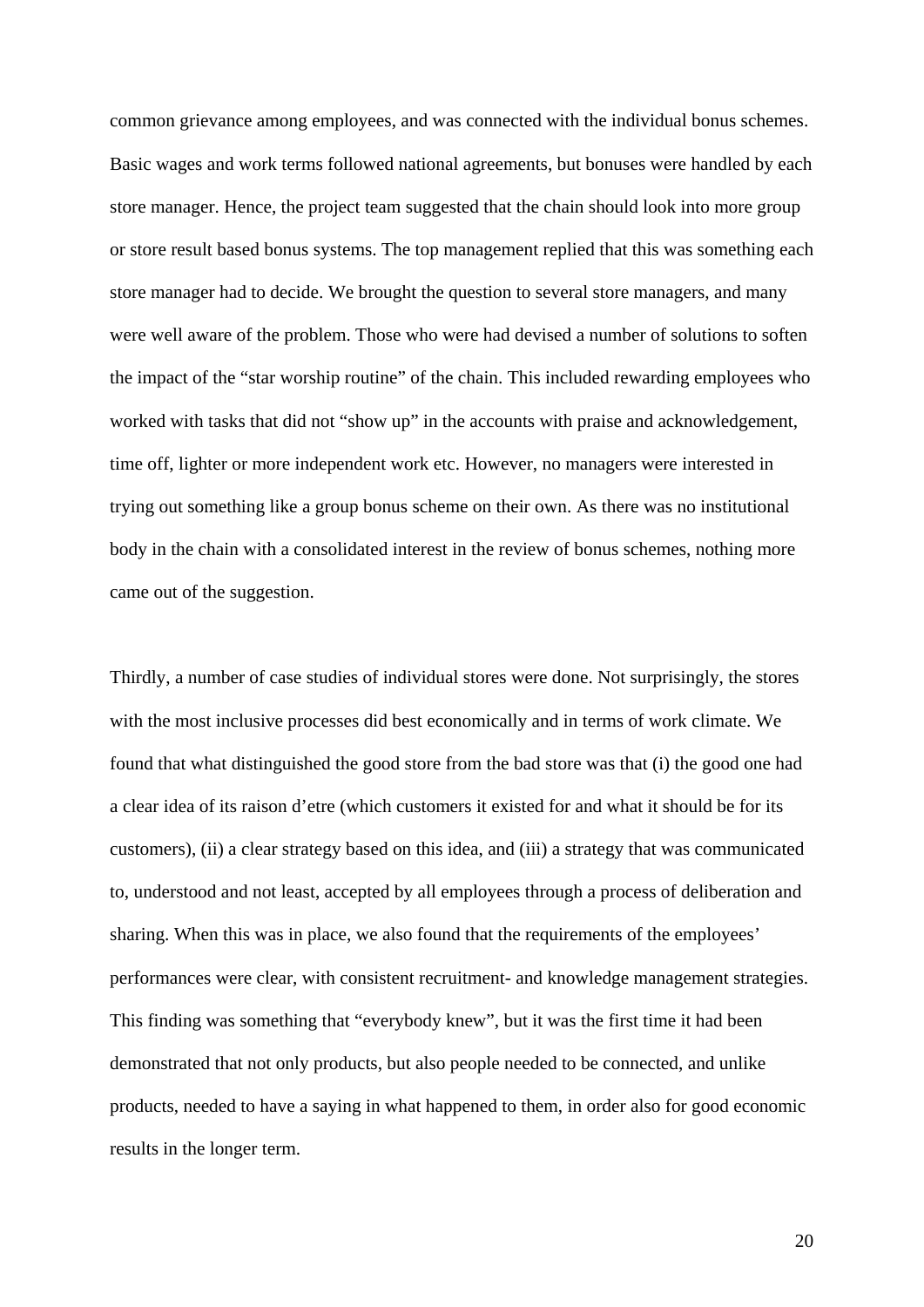common grievance among employees, and was connected with the individual bonus schemes. Basic wages and work terms followed national agreements, but bonuses were handled by each store manager. Hence, the project team suggested that the chain should look into more group or store result based bonus systems. The top management replied that this was something each store manager had to decide. We brought the question to several store managers, and many were well aware of the problem. Those who were had devised a number of solutions to soften the impact of the "star worship routine" of the chain. This included rewarding employees who worked with tasks that did not "show up" in the accounts with praise and acknowledgement, time off, lighter or more independent work etc. However, no managers were interested in trying out something like a group bonus scheme on their own. As there was no institutional body in the chain with a consolidated interest in the review of bonus schemes, nothing more came out of the suggestion.

Thirdly, a number of case studies of individual stores were done. Not surprisingly, the stores with the most inclusive processes did best economically and in terms of work climate. We found that what distinguished the good store from the bad store was that (i) the good one had a clear idea of its raison d'etre (which customers it existed for and what it should be for its customers), (ii) a clear strategy based on this idea, and (iii) a strategy that was communicated to, understood and not least, accepted by all employees through a process of deliberation and sharing. When this was in place, we also found that the requirements of the employees' performances were clear, with consistent recruitment- and knowledge management strategies. This finding was something that "everybody knew", but it was the first time it had been demonstrated that not only products, but also people needed to be connected, and unlike products, needed to have a saying in what happened to them, in order also for good economic results in the longer term.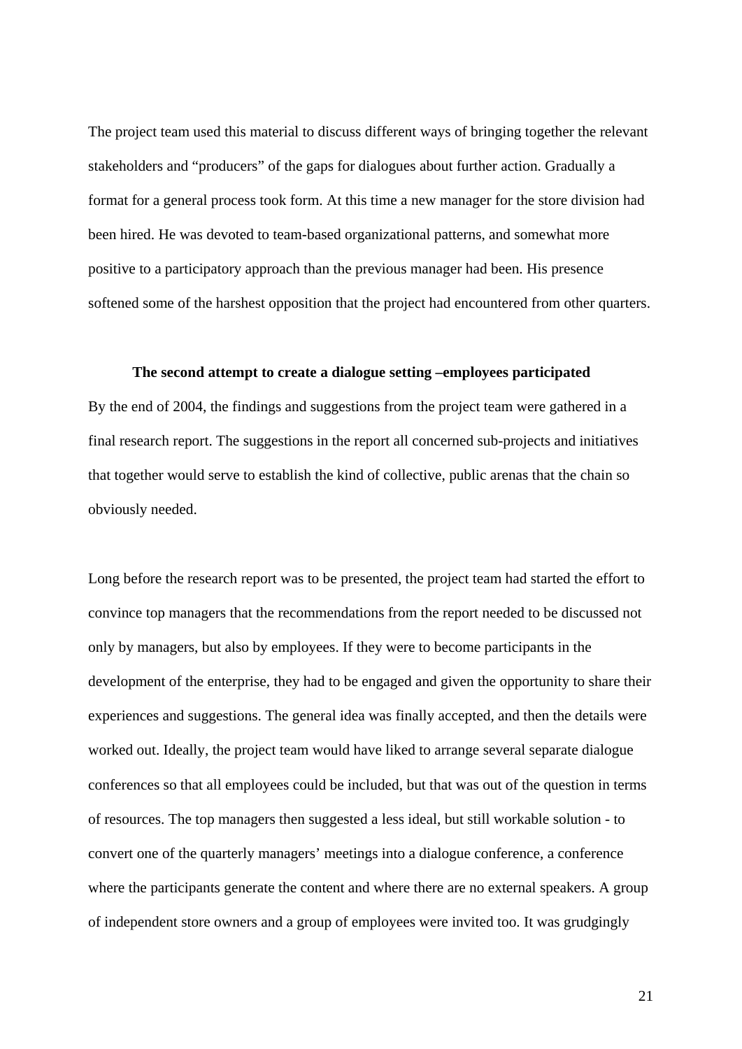The project team used this material to discuss different ways of bringing together the relevant stakeholders and "producers" of the gaps for dialogues about further action. Gradually a format for a general process took form. At this time a new manager for the store division had been hired. He was devoted to team-based organizational patterns, and somewhat more positive to a participatory approach than the previous manager had been. His presence softened some of the harshest opposition that the project had encountered from other quarters.

### The second attempt to create a dialogue setting –employees participated

By the end of 2004, the findings and suggestions from the project team were gathered in a final research report. The suggestions in the report all concerned sub-projects and initiatives that together would serve to establish the kind of collective, public arenas that the chain so obviously needed.

Long before the research report was to be presented, the project team had started the effort to convince top managers that the recommendations from the report needed to be discussed not only by managers, but also by employees. If they were to become participants in the development of the enterprise, they had to be engaged and given the opportunity to share their experiences and suggestions. The general idea was finally accepted, and then the details were worked out. Ideally, the project team would have liked to arrange several separate dialogue conferences so that all employees could be included, but that was out of the question in terms of resources. The top managers then suggested a less ideal, but still workable solution - to convert one of the quarterly managers' meetings into a dialogue conference, a conference where the participants generate the content and where there are no external speakers. A group of independent store owners and a group of employees were invited too. It was grudgingly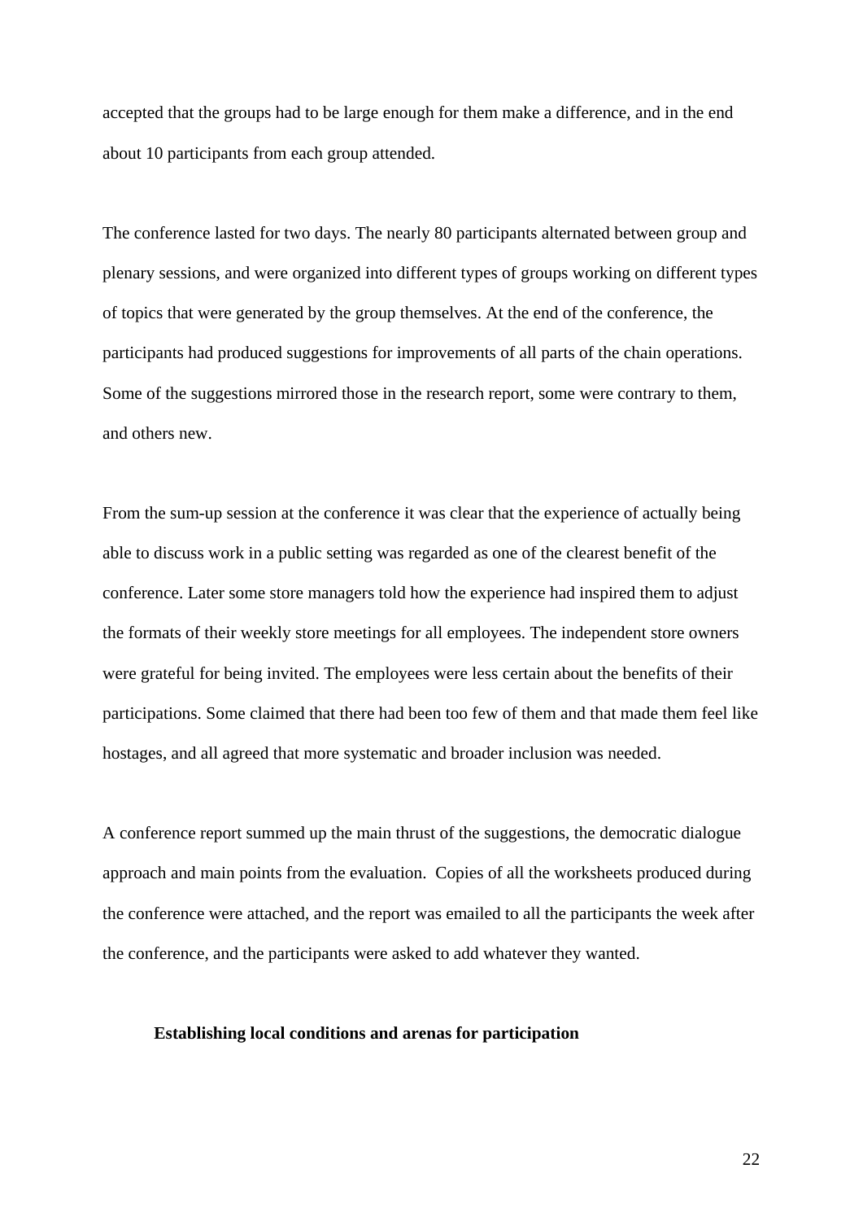accepted that the groups had to be large enough for them make a difference, and in the end about 10 participants from each group attended.

The conference lasted for two days. The nearly 80 participants alternated between group and plenary sessions, and were organized into different types of groups working on different types of topics that were generated by the group themselves. At the end of the conference, the participants had produced suggestions for improvements of all parts of the chain operations. Some of the suggestions mirrored those in the research report, some were contrary to them, and others new.

From the sum-up session at the conference it was clear that the experience of actually being able to discuss work in a public setting was regarded as one of the clearest benefit of the conference. Later some store managers told how the experience had inspired them to adjust the formats of their weekly store meetings for all employees. The independent store owners were grateful for being invited. The employees were less certain about the benefits of their participations. Some claimed that there had been too few of them and that made them feel like hostages, and all agreed that more systematic and broader inclusion was needed.

A conference report summed up the main thrust of the suggestions, the democratic dialogue approach and main points from the evaluation. Copies of all the worksheets produced during the conference were attached, and the report was emailed to all the participants the week after the conference, and the participants were asked to add whatever they wanted.

### Establishing local conditions and arenas for participation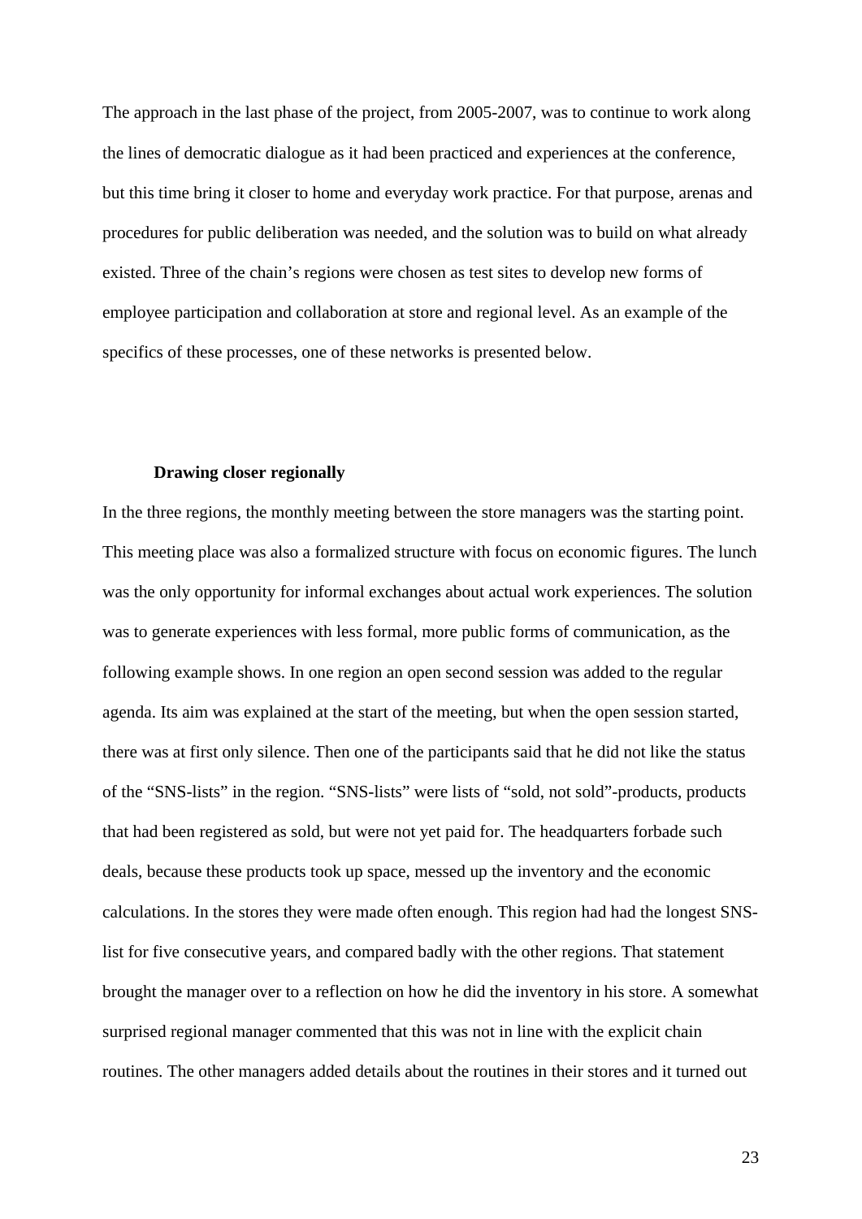The approach in the last phase of the project, from 2005-2007, was to continue to work along the lines of democratic dialogue as it had been practiced and experiences at the conference, but this time bring it closer to home and everyday work practice. For that purpose, arenas and procedures for public deliberation was needed, and the solution was to build on what already existed. Three of the chain's regions were chosen as test sites to develop new forms of employee participation and collaboration at store and regional level. As an example of the specifics of these processes, one of these networks is presented below.

### Drawing closer regionally

In the three regions, the monthly meeting between the store managers was the starting point. This meeting place was also a formalized structure with focus on economic figures. The lunch was the only opportunity for informal exchanges about actual work experiences. The solution was to generate experiences with less formal, more public forms of communication, as the following example shows. In one region an open second session was added to the regular agenda. Its aim was explained at the start of the meeting, but when the open session started, there was at first only silence. Then one of the participants said that he did not like the status of the "SNS-lists" in the region. "SNS-lists" were lists of "sold, not sold"-products, products that had been registered as sold, but were not yet paid for. The headquarters forbade such deals, because these products took up space, messed up the inventory and the economic calculations. In the stores they were made often enough. This region had had the longest SNS-list for five consecutive years, and compared badly with the other regions. That statement brought the manager over to a reflection on how he did the inventory in his store. A somewhat surprised regional manager commented that this was not in line with the explicit chain routines. The other managers added details about the routines in their stores and it turned out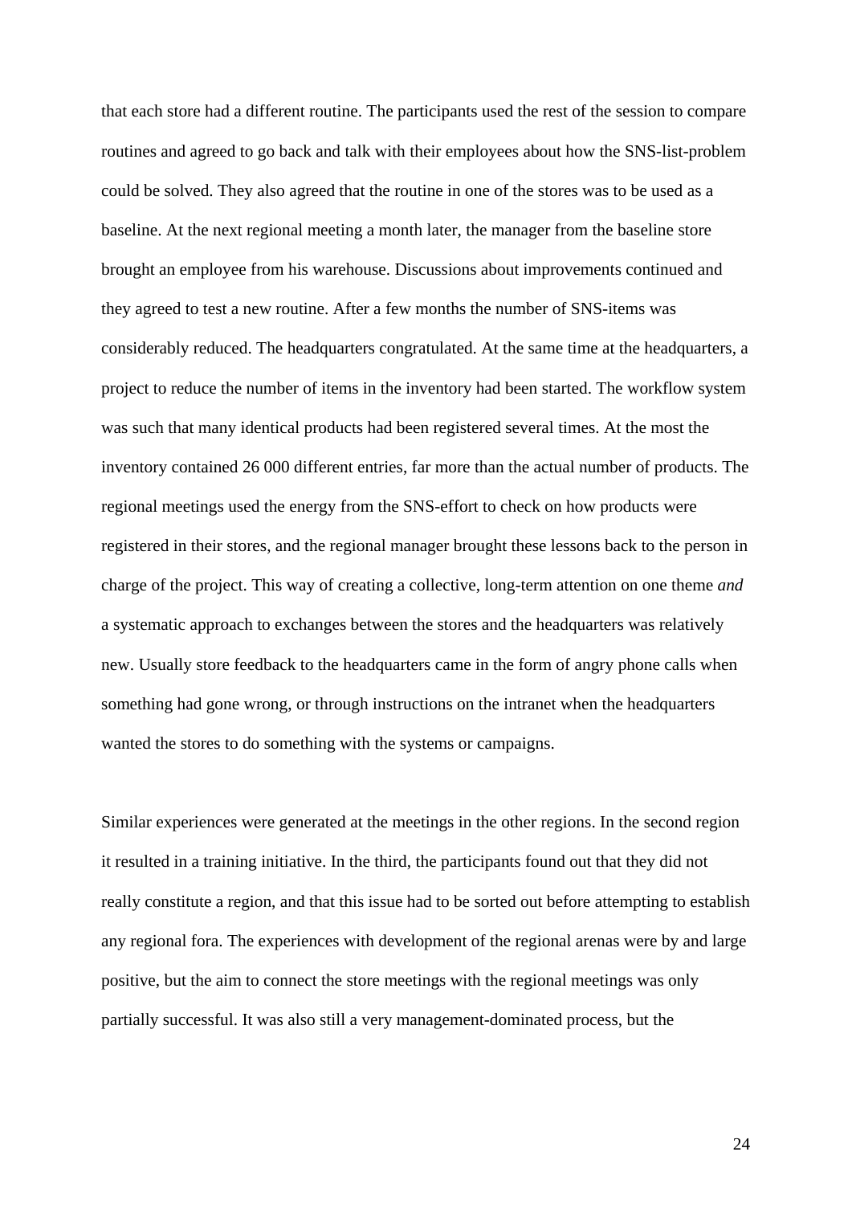that each store had a different routine. The participants used the rest of the session to compare routines and agreed to go back and talk with their employees about how the SNS-list-problem could be solved. They also agreed that the routine in one of the stores was to be used as a baseline. At the next regional meeting a month later, the manager from the baseline store brought an employee from his warehouse. Discussions about improvements continued and they agreed to test a new routine. After a few months the number of SNS-items was considerably reduced. The headquarters congratulated. At the same time at the headquarters, a project to reduce the number of items in the inventory had been started. The workflow system was such that many identical products had been registered several times. At the most the inventory contained 26 000 different entries, far more than the actual number of products. The regional meetings used the energy from the SNS-effort to check on how products were registered in their stores, and the regional manager brought these lessons back to the person in charge of the project. This way of creating a collective, long-term attention on one theme *and* a systematic approach to exchanges between the stores and the headquarters was relatively new. Usually store feedback to the headquarters came in the form of angry phone calls when something had gone wrong, or through instructions on the intranet when the headquarters wanted the stores to do something with the systems or campaigns.

Similar experiences were generated at the meetings in the other regions. In the second region it resulted in a training initiative. In the third, the participants found out that they did not really constitute a region, and that this issue had to be sorted out before attempting to establish any regional fora. The experiences with development of the regional arenas were by and large positive, but the aim to connect the store meetings with the regional meetings was only partially successful. It was also still a very management-dominated process, but the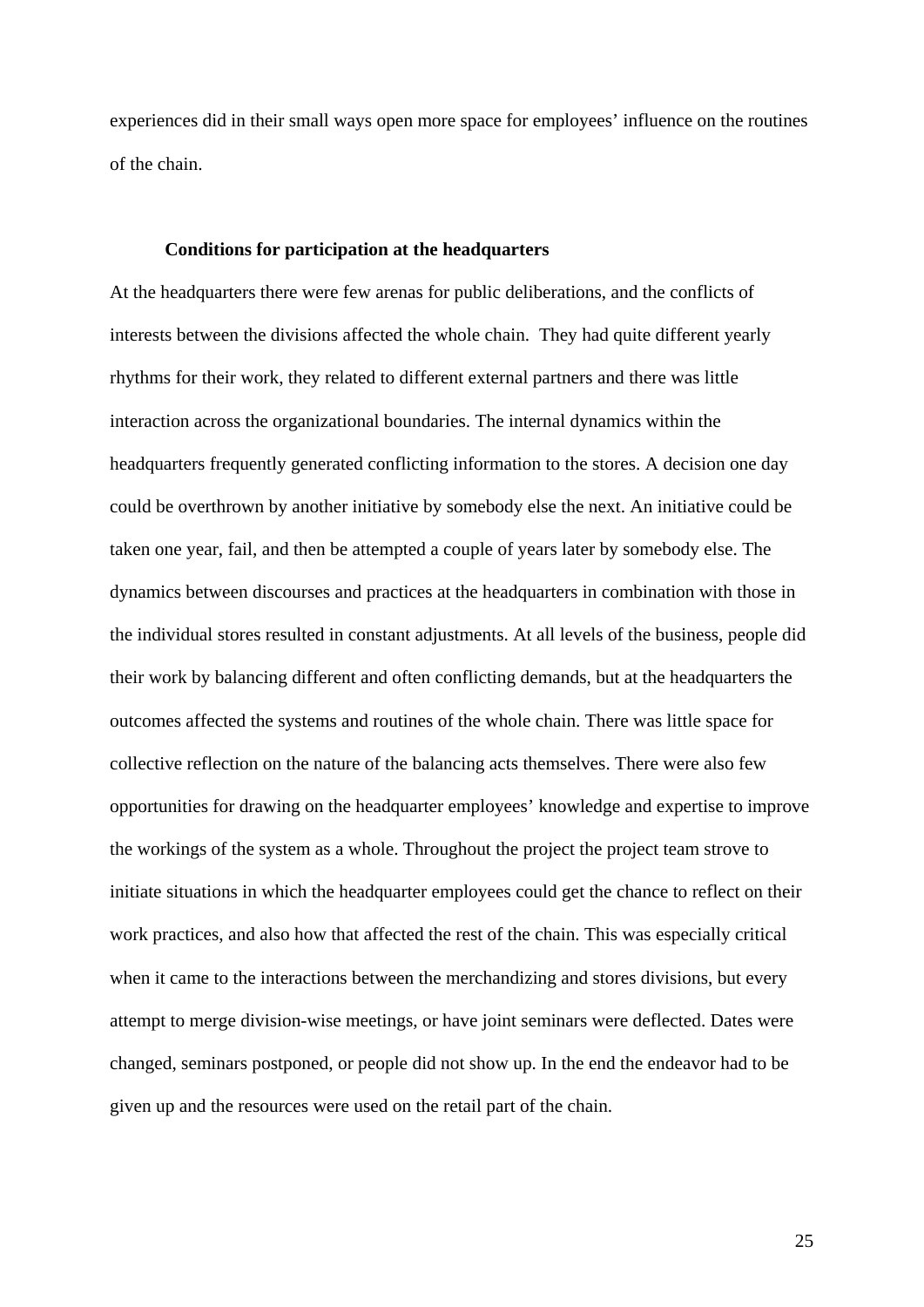experiences did in their small ways open more space for employees' influence on the routines of the chain.

### Conditions for participation at the headquarters

At the headquarters there were few arenas for public deliberations, and the conflicts of interests between the divisions affected the whole chain. They had quite different yearly rhythms for their work, they related to different external partners and there was little interaction across the organizational boundaries. The internal dynamics within the headquarters frequently generated conflicting information to the stores. A decision one day could be overthrown by another initiative by somebody else the next. An initiative could be taken one year, fail, and then be attempted a couple of years later by somebody else. The dynamics between discourses and practices at the headquarters in combination with those in the individual stores resulted in constant adjustments. At all levels of the business, people did their work by balancing different and often conflicting demands, but at the headquarters the outcomes affected the systems and routines of the whole chain. There was little space for collective reflection on the nature of the balancing acts themselves. There were also few opportunities for drawing on the headquarter employees' knowledge and expertise to improve the workings of the system as a whole. Throughout the project the project team strove to initiate situations in which the headquarter employees could get the chance to reflect on their work practices, and also how that affected the rest of the chain. This was especially critical when it came to the interactions between the merchandizing and stores divisions, but every attempt to merge division-wise meetings, or have joint seminars were deflected. Dates were changed, seminars postponed, or people did not show up. In the end the endeavor had to be given up and the resources were used on the retail part of the chain.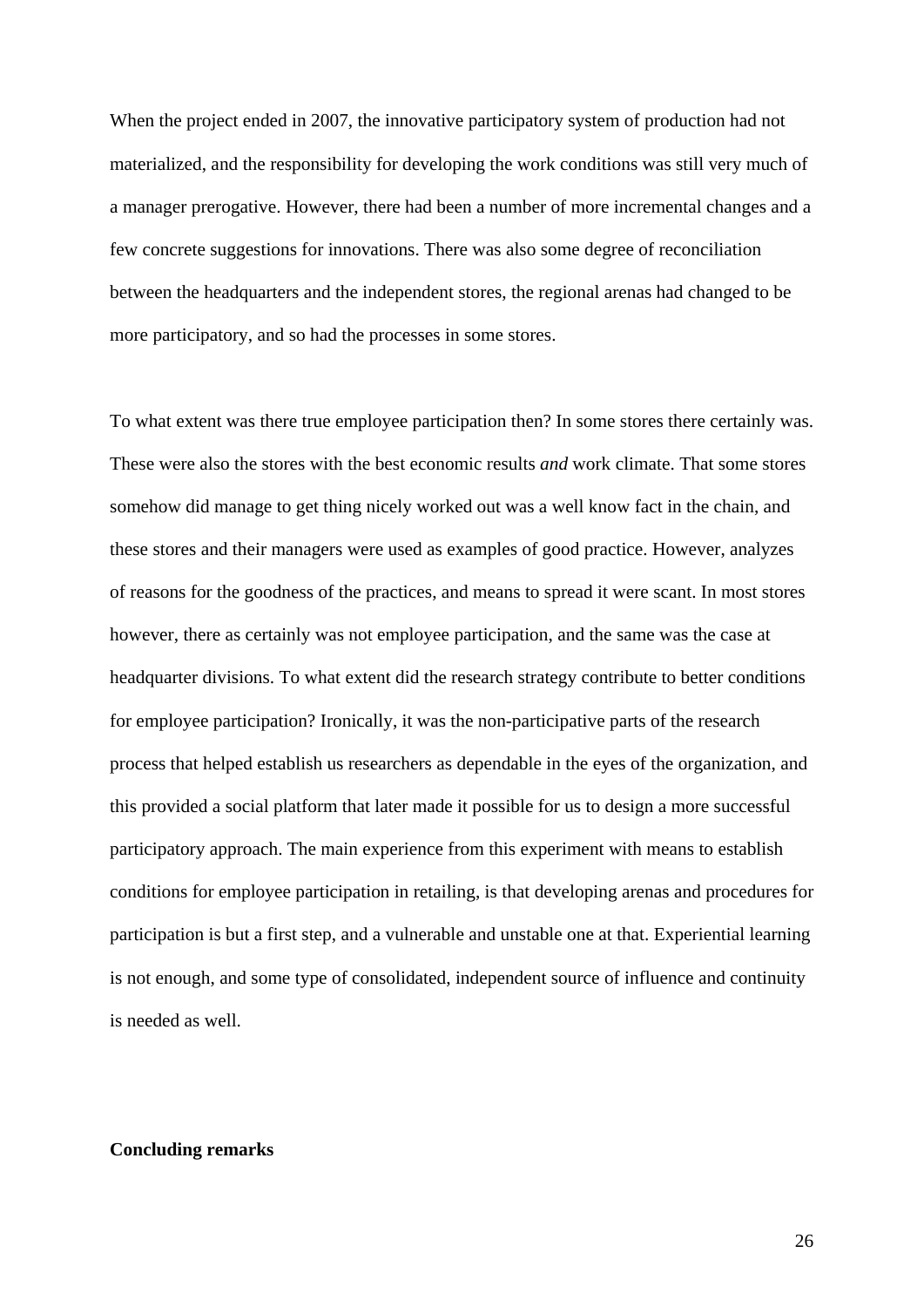When the project ended in 2007, the innovative participatory system of production had not materialized, and the responsibility for developing the work conditions was still very much of a manager prerogative. However, there had been a number of more incremental changes and a few concrete suggestions for innovations. There was also some degree of reconciliation between the headquarters and the independent stores, the regional arenas had changed to be more participatory, and so had the processes in some stores.

To what extent was there true employee participation then? In some stores there certainly was. These were also the stores with the best economic results *and* work climate. That some stores somehow did manage to get thing nicely worked out was a well know fact in the chain, and these stores and their managers were used as examples of good practice. However, analyzes of reasons for the goodness of the practices, and means to spread it were scant. In most stores however, there as certainly was not employee participation, and the same was the case at headquarter divisions. To what extent did the research strategy contribute to better conditions for employee participation? Ironically, it was the non-participative parts of the research process that helped establish us researchers as dependable in the eyes of the organization, and this provided a social platform that later made it possible for us to design a more successful participatory approach. The main experience from this experiment with means to establish conditions for employee participation in retailing, is that developing arenas and procedures for participation is but a first step, and a vulnerable and unstable one at that. Experiential learning is not enough, and some type of consolidated, independent source of influence and continuity is needed as well.

**Concluding remarks**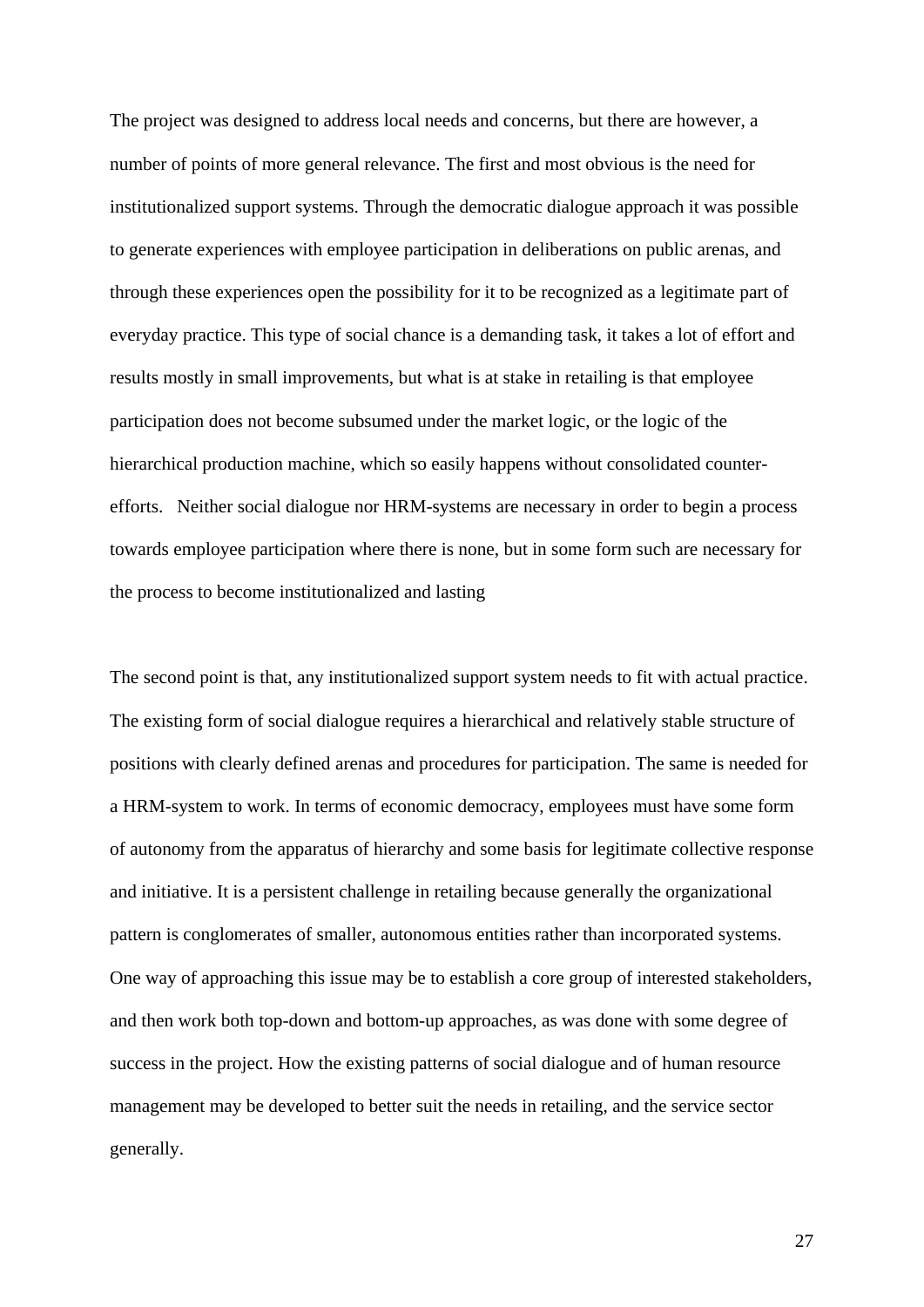The project was designed to address local needs and concerns, but there are however, a number of points of more general relevance. The first and most obvious is the need for institutionalized support systems. Through the democratic dialogue approach it was possible to generate experiences with employee participation in deliberations on public arenas, and through these experiences open the possibility for it to be recognized as a legitimate part of everyday practice. This type of social chance is a demanding task, it takes a lot of effort and results mostly in small improvements, but what is at stake in retailing is that employee participation does not become subsumed under the market logic, or the logic of the hierarchical production machine, which so easily happens without consolidated counter-efforts. Neither social dialogue nor HRM-systems are necessary in order to begin a process towards employee participation where there is none, but in some form such are necessary for the process to become institutionalized and lasting

The second point is that, any institutionalized support system needs to fit with actual practice. The existing form of social dialogue requires a hierarchical and relatively stable structure of positions with clearly defined arenas and procedures for participation. The same is needed for a HRM-system to work. In terms of economic democracy, employees must have some form of autonomy from the apparatus of hierarchy and some basis for legitimate collective response and initiative. It is a persistent challenge in retailing because generally the organizational pattern is conglomerates of smaller, autonomous entities rather than incorporated systems. One way of approaching this issue may be to establish a core group of interested stakeholders, and then work both top-down and bottom-up approaches, as was done with some degree of success in the project. How the existing patterns of social dialogue and of human resource management may be developed to better suit the needs in retailing, and the service sector generally.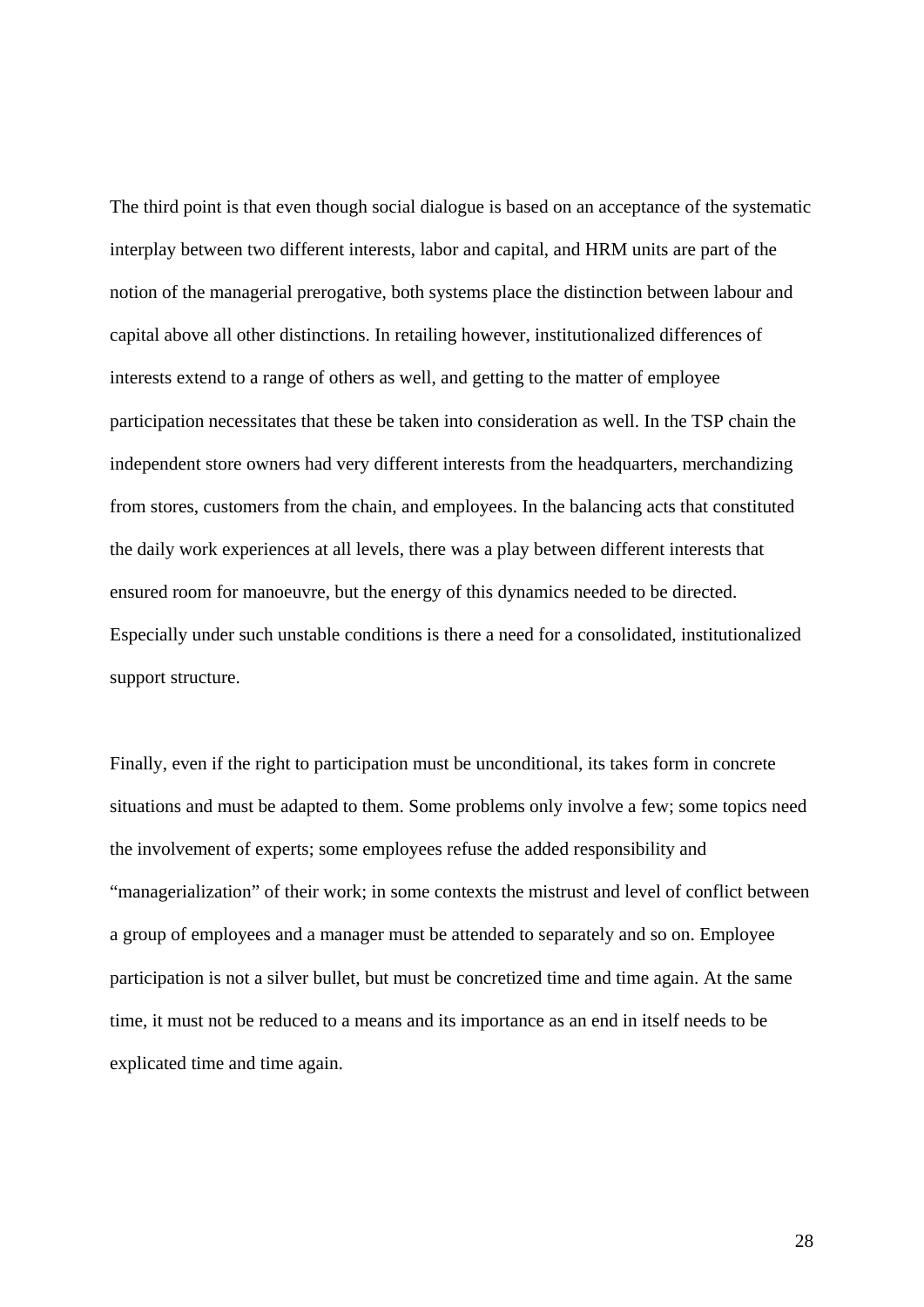The third point is that even though social dialogue is based on an acceptance of the systematic interplay between two different interests, labor and capital, and HRM units are part of the notion of the managerial prerogative, both systems place the distinction between labour and capital above all other distinctions. In retailing however, institutionalized differences of interests extend to a range of others as well, and getting to the matter of employee participation necessitates that these be taken into consideration as well. In the TSP chain the independent store owners had very different interests from the headquarters, merchandizing from stores, customers from the chain, and employees. In the balancing acts that constituted the daily work experiences at all levels, there was a play between different interests that ensured room for manoeuvre, but the energy of this dynamics needed to be directed. Especially under such unstable conditions is there a need for a consolidated, institutionalized support structure.

Finally, even if the right to participation must be unconditional, its takes form in concrete situations and must be adapted to them. Some problems only involve a few; some topics need the involvement of experts; some employees refuse the added responsibility and "managerialization" of their work; in some contexts the mistrust and level of conflict between a group of employees and a manager must be attended to separately and so on. Employee participation is not a silver bullet, but must be concretized time and time again. At the same time, it must not be reduced to a means and its importance as an end in itself needs to be explicated time and time again.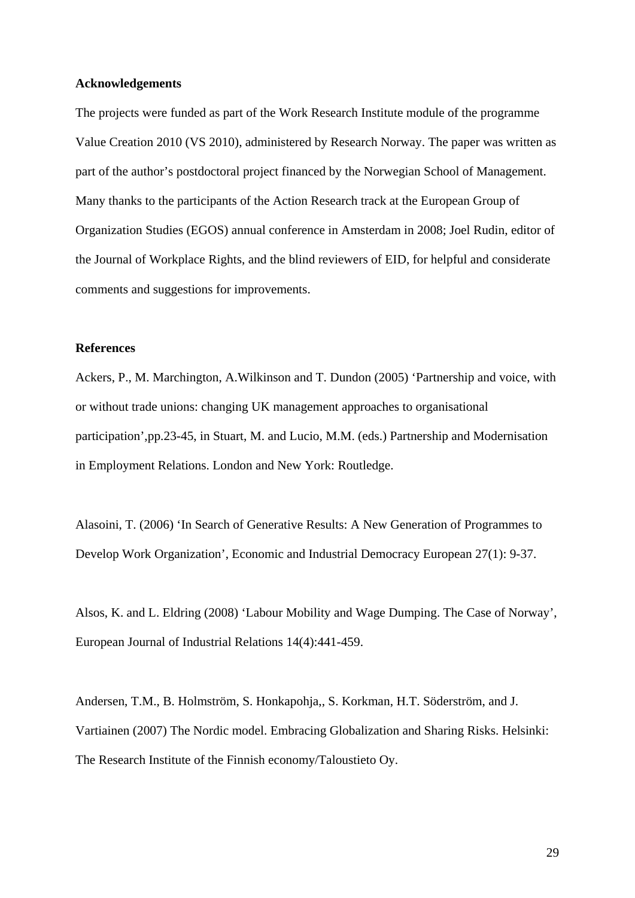**Acknowledgements**

The projects were funded as part of the Work Research Institute module of the programme Value Creation 2010 (VS 2010), administered by Research Norway. The paper was written as part of the author's postdoctoral project financed by the Norwegian School of Management. Many thanks to the participants of the Action Research track at the European Group of Organization Studies (EGOS) annual conference in Amsterdam in 2008; Joel Rudin, editor of the Journal of Workplace Rights, and the blind reviewers of EID, for helpful and considerate comments and suggestions for improvements.

**References**

Ackers, P., M. Marchington, A.Wilkinson and T. Dundon (2005) 'Partnership and voice, with or without trade unions: changing UK management approaches to organisational participation',pp.23-45, in Stuart, M. and Lucio, M.M. (eds.) Partnership and Modernisation in Employment Relations. London and New York: Routledge.

Alasoini, T. (2006) 'In Search of Generative Results: A New Generation of Programmes to Develop Work Organization', Economic and Industrial Democracy European 27(1): 9-37.

Alsos, K. and L. Eldring (2008) 'Labour Mobility and Wage Dumping. The Case of Norway', European Journal of Industrial Relations 14(4):441-459.

Andersen, T.M., B. Holmström, S. Honkapohja,, S. Korkman, H.T. Söderström, and J. Vartiainen (2007) The Nordic model. Embracing Globalization and Sharing Risks. Helsinki: The Research Institute of the Finnish economy/Taloustieto Oy.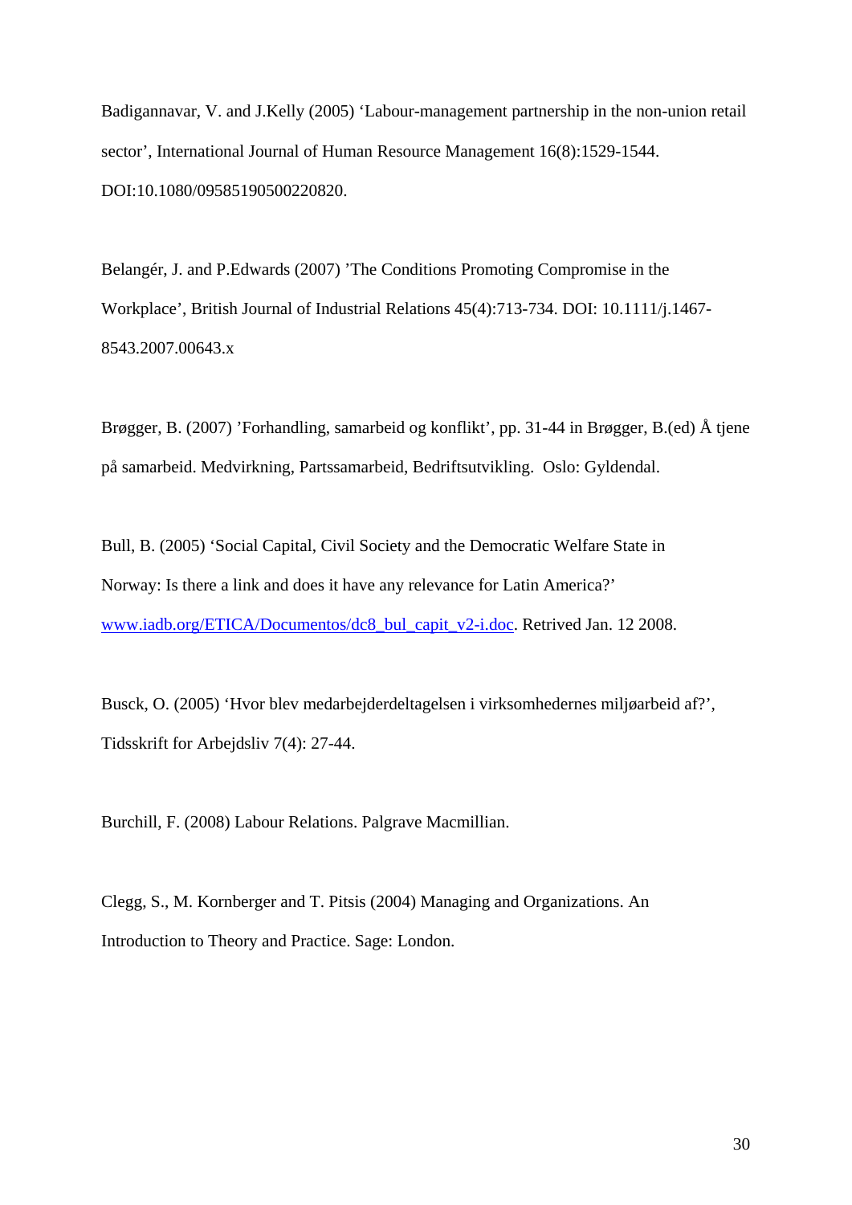Badigannavar, V. and J.Kelly (2005) 'Labour-management partnership in the non-union retail sector', International Journal of Human Resource Management 16(8):1529-1544. DOI:10.1080/09585190500220820.

Belangér, J. and P.Edwards (2007) 'The Conditions Promoting Compromise in the Workplace', British Journal of Industrial Relations 45(4):713-734. DOI: 10.1111/j.1467-8543.2007.00643.x

Brøgger, B. (2007) 'Forhandling, samarbeid og konflikt', pp. 31-44 in Brøgger, B.(ed) Å tjene på samarbeid. Medvirkning, Partssamarbeid, Bedriftsutvikling. Oslo: Gyldendal.

Bull, B. (2005) 'Social Capital, Civil Society and the Democratic Welfare State in Norway: Is there a link and does it have any relevance for Latin America?' [www.iadb.org/ETICA/Documentos/dc8_bul_capit_v2-i.doc](www.iadb.org/ETICA/Documentos/dc8_bul_capit_v2-i.doc). Retrived Jan. 12 2008.

Busck, O. (2005) 'Hvor blev medarbejderdeltagelsen i virksomhedernes miljøarbeid af?', Tidsskrift for Arbejdsliv 7(4): 27-44.

Burchill, F. (2008) Labour Relations. Palgrave Macmillian.

Clegg, S., M. Kornberger and T. Pitsis (2004) Managing and Organizations. An Introduction to Theory and Practice. Sage: London.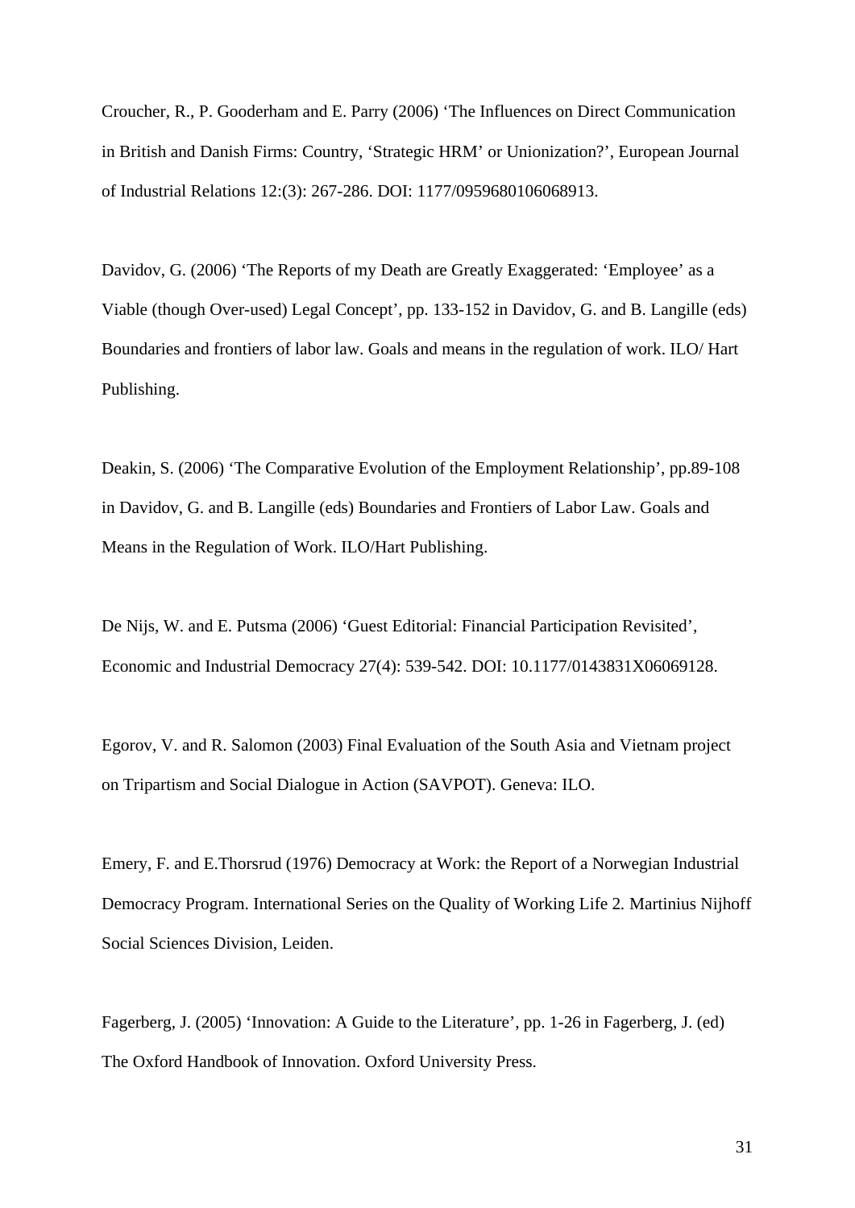Croucher, R., P. Gooderham and E. Parry (2006) ‘The Influences on Direct Communication in British and Danish Firms: Country, ‘Strategic HRM’ or Unionization?’, European Journal of Industrial Relations 12:(3): 267-286. DOI: 1177/0959680106068913.

Davidov, G. (2006) ‘The Reports of my Death are Greatly Exaggerated: ‘Employee’ as a Viable (though Over-used) Legal Concept’, pp. 133-152 in Davidov, G. and B. Langille (eds) Boundaries and frontiers of labor law. Goals and means in the regulation of work. ILO/ Hart Publishing.

Deakin, S. (2006) ‘The Comparative Evolution of the Employment Relationship’, pp.89-108 in Davidov, G. and B. Langille (eds) Boundaries and Frontiers of Labor Law. Goals and Means in the Regulation of Work. ILO/Hart Publishing.

De Nijs, W. and E. Putsma (2006) ‘Guest Editorial: Financial Participation Revisited’, Economic and Industrial Democracy 27(4): 539-542. DOI: 10.1177/0143831X06069128.

Egorov, V. and R. Salomon (2003) Final Evaluation of the South Asia and Vietnam project on Tripartism and Social Dialogue in Action (SAVPOT). Geneva: ILO.

Emery, F. and E.Thorsrud (1976) Democracy at Work: the Report of a Norwegian Industrial Democracy Program. International Series on the Quality of Working Life 2. Martinius Nijhoff Social Sciences Division, Leiden.

Fagerberg, J. (2005) ‘Innovation: A Guide to the Literature’, pp. 1-26 in Fagerberg, J. (ed) The Oxford Handbook of Innovation. Oxford University Press.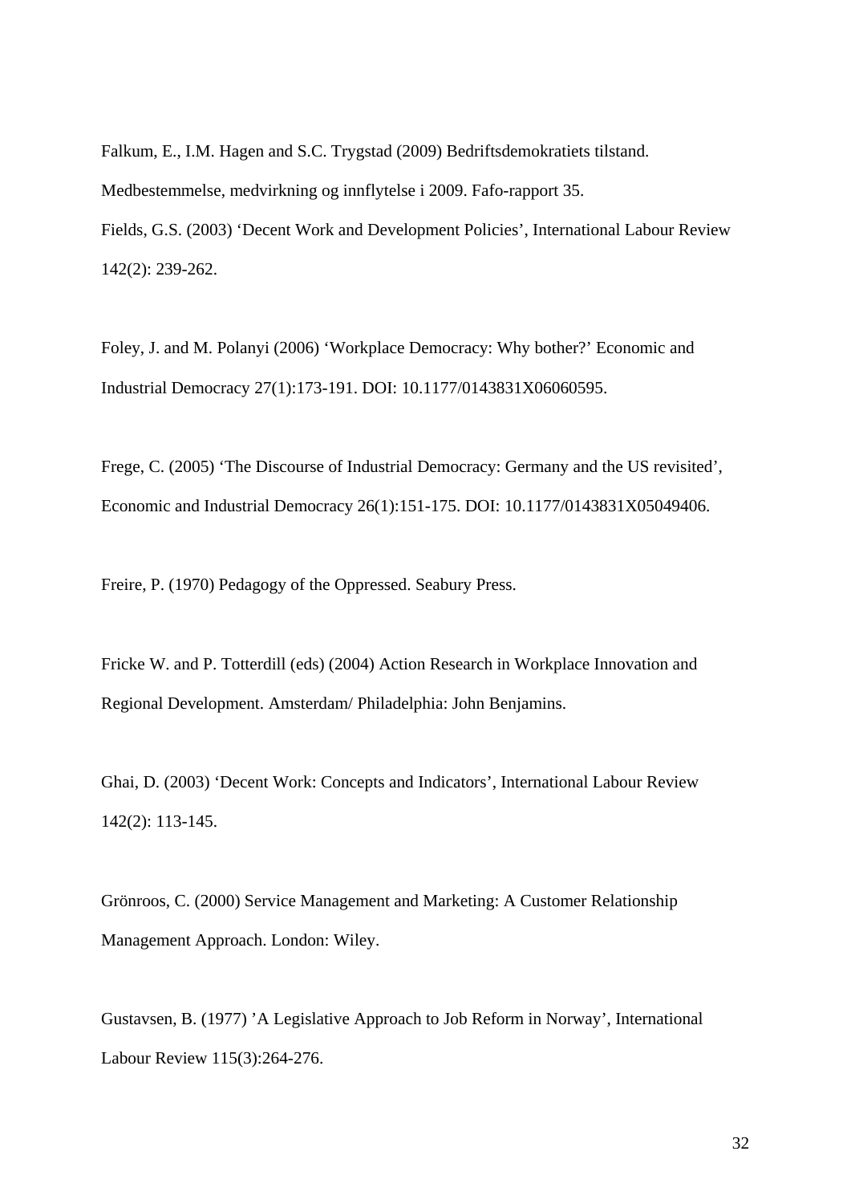Falkum, E., I.M. Hagen and S.C. Trygstad (2009) Bedriftsdemokratiets tilstand. Medbestemmelse, medvirkning og innflytelse i 2009. Fafo-rapport 35.

Fields, G.S. (2003) ‘Decent Work and Development Policies’, International Labour Review 142(2): 239-262.

Foley, J. and M. Polanyi (2006) ‘Workplace Democracy: Why bother?’ Economic and Industrial Democracy 27(1):173-191. DOI: 10.1177/0143831X06060595.

Frege, C. (2005) ‘The Discourse of Industrial Democracy: Germany and the US revisited’, Economic and Industrial Democracy 26(1):151-175. DOI: 10.1177/0143831X05049406.

Freire, P. (1970) Pedagogy of the Oppressed. Seabury Press.

Fricke W. and P. Totterdill (eds) (2004) Action Research in Workplace Innovation and Regional Development. Amsterdam/ Philadelphia: John Benjamins.

Ghai, D. (2003) ‘Decent Work: Concepts and Indicators’, International Labour Review 142(2): 113-145.

Grönroos, C. (2000) Service Management and Marketing: A Customer Relationship Management Approach. London: Wiley.

Gustavsen, B. (1977) ’A Legislative Approach to Job Reform in Norway’, International Labour Review 115(3):264-276.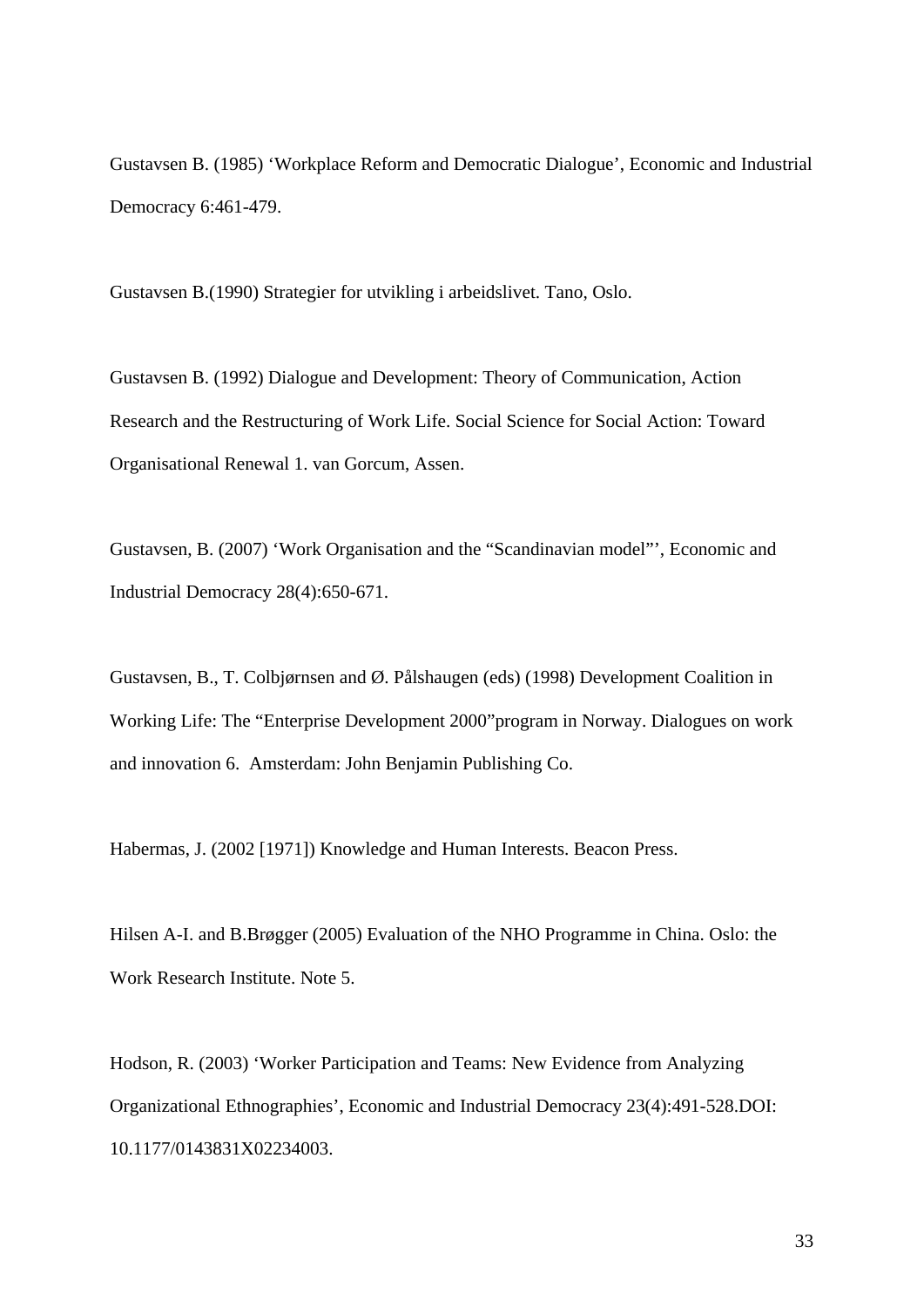Gustavsen B. (1985) ‘Workplace Reform and Democratic Dialogue’, Economic and Industrial Democracy 6:461-479.

Gustavsen B.(1990) Strategier for utvikling i arbeidslivet. Tano, Oslo.

Gustavsen B. (1992) Dialogue and Development: Theory of Communication, Action Research and the Restructuring of Work Life. Social Science for Social Action: Toward Organisational Renewal 1. van Gorcum, Assen.

Gustavsen, B. (2007) ‘Work Organisation and the “Scandinavian model”’, Economic and Industrial Democracy 28(4):650-671.

Gustavsen, B., T. Colbjørnsen and Ø. Pålshaugen (eds) (1998) Development Coalition in Working Life: The “Enterprise Development 2000”program in Norway. Dialogues on work and innovation 6. Amsterdam: John Benjamin Publishing Co.

Habermas, J. (2002 [1971]) Knowledge and Human Interests. Beacon Press.

Hilsen A-I. and B.Brøgger (2005) Evaluation of the NHO Programme in China. Oslo: the Work Research Institute. Note 5.

Hodson, R. (2003) ‘Worker Participation and Teams: New Evidence from Analyzing Organizational Ethnographies’, Economic and Industrial Democracy 23(4):491-528.DOI: 10.1177/0143831X02234003.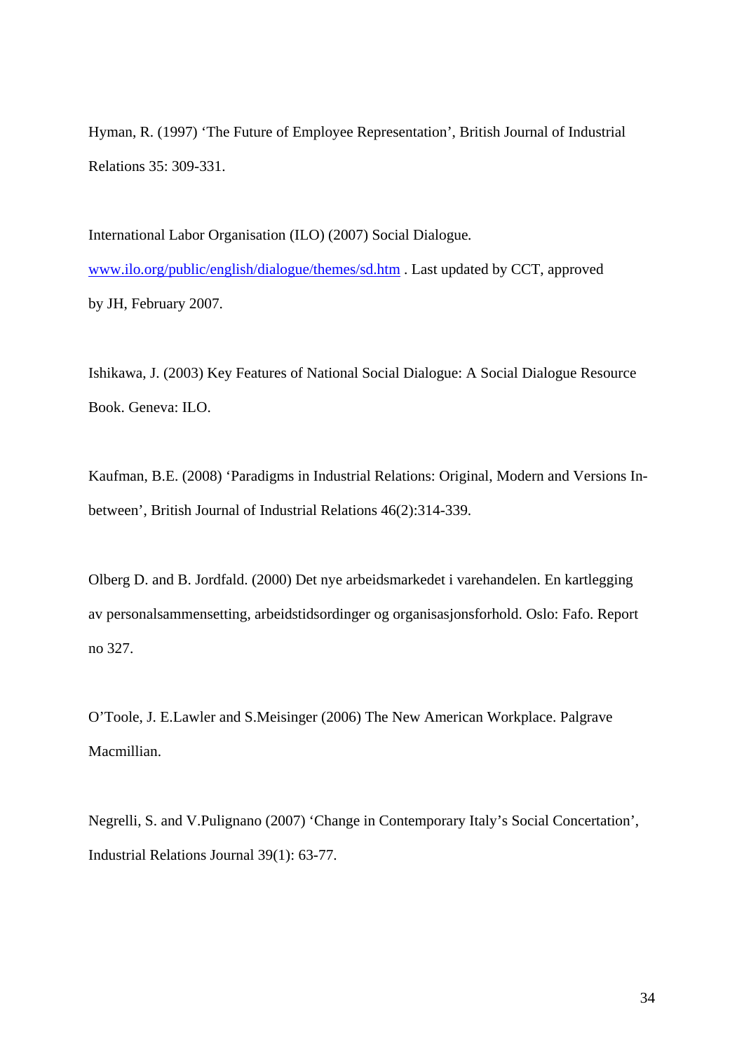Hyman, R. (1997) 'The Future of Employee Representation', British Journal of Industrial Relations 35: 309-331.

International Labor Organisation (ILO) (2007) Social Dialogue. www.ilo.org/public/english/dialogue/themes/sd.htm . Last updated by CCT, approved by JH, February 2007.

Ishikawa, J. (2003) Key Features of National Social Dialogue: A Social Dialogue Resource Book. Geneva: ILO.

Kaufman, B.E. (2008) 'Paradigms in Industrial Relations: Original, Modern and Versions In-between', British Journal of Industrial Relations 46(2):314-339.

Olberg D. and B. Jordfald. (2000) Det nye arbeidsmarkedet i varehandelen. En kartlegging av personalsammensetting, arbeidstidsordinger og organisasjonsforhold. Oslo: Fafo. Report no 327.

O'Toole, J. E.Lawler and S.Meisinger (2006) The New American Workplace. Palgrave Macmillian.

Negrelli, S. and V.Pulignano (2007) 'Change in Contemporary Italy's Social Concertation', Industrial Relations Journal 39(1): 63-77.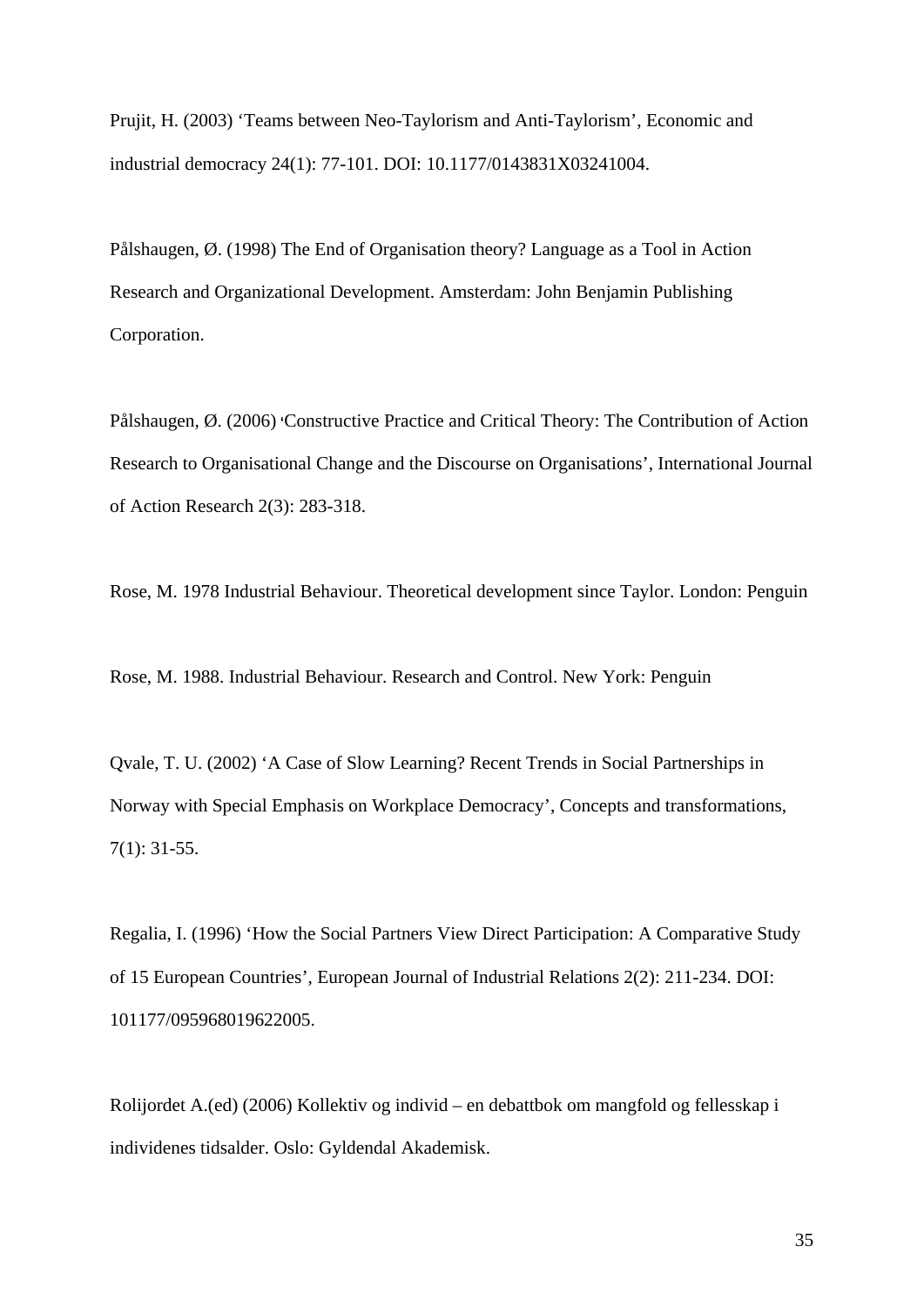Prujit, H. (2003) ‘Teams between Neo-Taylorism and Anti-Taylorism’, Economic and industrial democracy 24(1): 77-101. DOI: 10.1177/0143831X03241004.

Pålshaugen, Ø. (1998) The End of Organisation theory? Language as a Tool in Action Research and Organizational Development. Amsterdam: John Benjamin Publishing Corporation.

Pålshaugen, Ø. (2006) ‘Constructive Practice and Critical Theory: The Contribution of Action Research to Organisational Change and the Discourse on Organisations’, International Journal of Action Research 2(3): 283-318.

Rose, M. 1978 Industrial Behaviour. Theoretical development since Taylor. London: Penguin

Rose, M. 1988. Industrial Behaviour. Research and Control. New York: Penguin

Qvale, T. U. (2002) ‘A Case of Slow Learning? Recent Trends in Social Partnerships in Norway with Special Emphasis on Workplace Democracy’, Concepts and transformations, 7(1): 31-55.

Regalia, I. (1996) ‘How the Social Partners View Direct Participation: A Comparative Study of 15 European Countries’, European Journal of Industrial Relations 2(2): 211-234. DOI: 101177/095968019622005.

Rolijordet A.(ed) (2006) Kollektiv og individ – en debattbok om mangfold og fellesskap i individenes tidsalder. Oslo: Gyldendal Akademisk.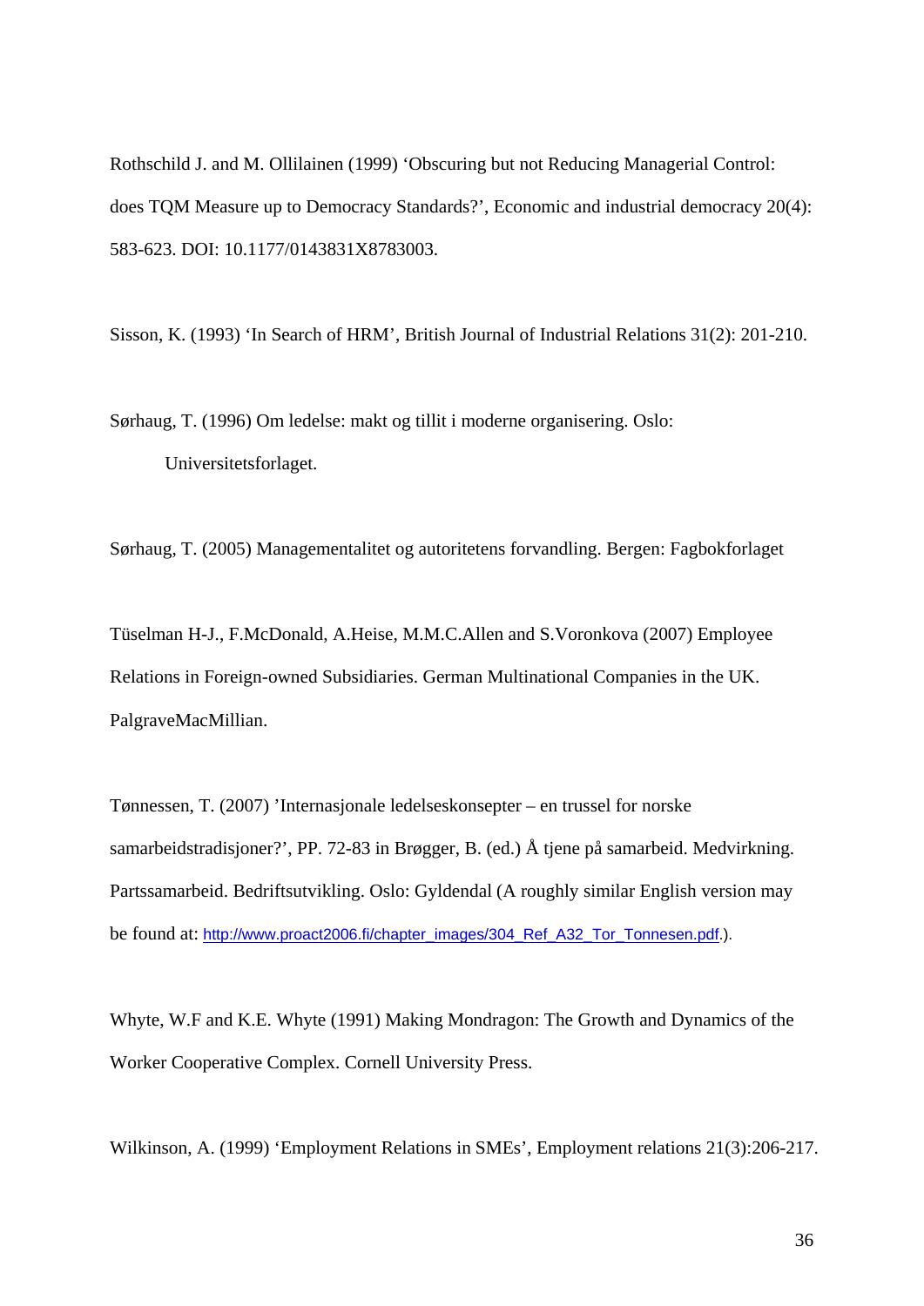Rothschild J. and M. Ollilainen (1999) ‘Obscuring but not Reducing Managerial Control: does TQM Measure up to Democracy Standards?’, Economic and industrial democracy 20(4): 583-623. DOI: 10.1177/0143831X8783003.

Sisson, K. (1993) ‘In Search of HRM’, British Journal of Industrial Relations 31(2): 201-210.

Sørhaug, T. (1996) Om ledelse: makt og tillit i moderne organisering. Oslo: Universitetsforlaget.

Sørhaug, T. (2005) Managementalitet og autoritetens forvandling. Bergen: Fagbokforlaget

Tüselman H-J., F.McDonald, A.Heise, M.M.C.Allen and S.Voronkova (2007) Employee Relations in Foreign-owned Subsidiaries. German Multinational Companies in the UK. PalgraveMacMillian.

Tønnessen, T. (2007) ’Internasjonale ledelseskonsepter – en trussel for norske samarbeidstradisjoner?’, PP. 72-83 in Brøgger, B. (ed.) Å tjene på samarbeid. Medvirkning. Partssamarbeid. Bedriftsutvikling. Oslo: Gyldendal (A roughly similar English version may be found at: http://www.proact2006.fi/chapter_images/304_Ref_A32_Tor_Tonnesen.pdf.).

Whyte, W.F and K.E. Whyte (1991) Making Mondragon: The Growth and Dynamics of the Worker Cooperative Complex. Cornell University Press.

Wilkinson, A. (1999) ‘Employment Relations in SMEs’, Employment relations 21(3):206-217.